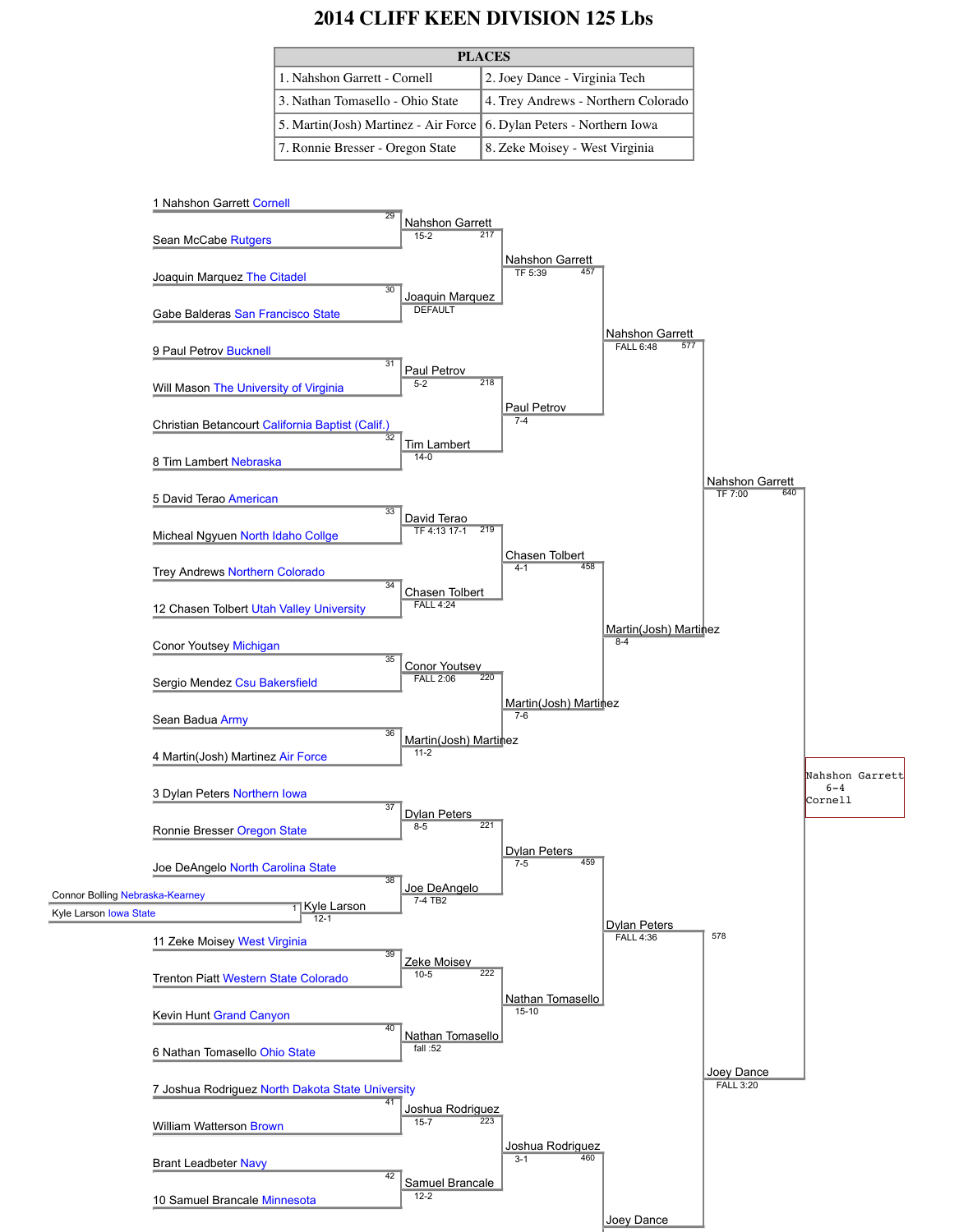# 2014 CLIFF KEEN DIVISION 125 Lbs

| PLACES | |
|---|---|
| 1. Nahshon Garrett - Cornell | 2. Joey Dance - Virginia Tech |
| 3. Nathan Tomasello - Ohio State | 4. Trey Andrews - Northern Colorado |
| 5. Martin(Josh) Martinez - Air Force | 6. Dylan Peters - Northern Iowa |
| 7. Ronnie Bresser - Oregon State | 8. Zeke Moisey - West Virginia |

## First Round

| Bout | Wrestler 1 | Wrestler 2 | Winner | Result |
|---|---|---|---|---|
| 1 | Connor Bolling Nebraska-Kearney | Kyle Larson Iowa State | Kyle Larson | 12-1 |
| 29 | 1 Nahshon Garrett Cornell | Sean McCabe Rutgers | Nahshon Garrett | 15-2 |
| 30 | Joaquin Marquez The Citadel | Gabe Balderas San Francisco State | Joaquin Marquez | DEFAULT |
| 31 | 9 Paul Petrov Bucknell | Will Mason The University of Virginia | Paul Petrov | 5-2 |
| 32 | Christian Betancourt California Baptist (Calif.) | 8 Tim Lambert Nebraska | Tim Lambert | 14-0 |
| 33 | 5 David Terao American | Micheal Ngyuen North Idaho Collge | David Terao | TF 4:13 17-1 |
| 34 | Trey Andrews Northern Colorado | 12 Chasen Tolbert Utah Valley University | Chasen Tolbert | FALL 4:24 |
| 35 | Conor Youtsey Michigan | Sergio Mendez Csu Bakersfield | Conor Youtsey | FALL 2:06 |
| 36 | Sean Badua Army | 4 Martin(Josh) Martinez Air Force | Martin(Josh) Martinez | 11-2 |
| 37 | 3 Dylan Peters Northern Iowa | Ronnie Bresser Oregon State | Dylan Peters | 8-5 |
| 38 | Joe DeAngelo North Carolina State | Kyle Larson | Joe DeAngelo | 7-4 TB2 |
| 39 | 11 Zeke Moisey West Virginia | Trenton Piatt Western State Colorado | Zeke Moisey | 10-5 |
| 40 | Kevin Hunt Grand Canyon | 6 Nathan Tomasello Ohio State | Nathan Tomasello | fall :52 |
| 41 | 7 Joshua Rodriguez North Dakota State University | William Watterson Brown | Joshua Rodriguez | 15-7 |
| 42 | Brant Leadbeter Navy | 10 Samuel Brancale Minnesota | Samuel Brancale | 12-2 |

## Second Round

| Bout | Wrestler 1 | Wrestler 2 | Winner | Result |
|---|---|---|---|---|
| 217 | Nahshon Garrett | Joaquin Marquez | Nahshon Garrett | TF 5:39 |
| 218 | Paul Petrov | Tim Lambert | Paul Petrov | 7-4 |
| 219 | David Terao | Chasen Tolbert | Chasen Tolbert | 4-1 |
| 220 | Conor Youtsey | Martin(Josh) Martinez | Martin(Josh) Martinez | 7-6 |
| 221 | Dylan Peters | Joe DeAngelo | Dylan Peters | 7-5 |
| 222 | Zeke Moisey | Nathan Tomasello | Nathan Tomasello | 15-10 |
| 223 | Joshua Rodriguez | Samuel Brancale | Joshua Rodriguez | 3-1 |

## Quarterfinals

| Bout | Wrestler 1 | Wrestler 2 | Winner | Result |
|---|---|---|---|---|
| 457 | Nahshon Garrett | Paul Petrov | Nahshon Garrett | FALL 6:48 |
| 458 | Chasen Tolbert | Martin(Josh) Martinez | Martin(Josh) Martinez | 8-4 |
| 459 | Dylan Peters | Nathan Tomasello | Dylan Peters | FALL 4:36 |
| 460 | Joshua Rodriguez | | Joey Dance | |

## Semifinals

| Bout | Wrestler 1 | Wrestler 2 | Winner | Result |
|---|---|---|---|---|
| 577 | Nahshon Garrett | Martin(Josh) Martinez | Nahshon Garrett | TF 7:00 |
| 578 | Dylan Peters | Joey Dance | Joey Dance | FALL 3:20 |

## Final

| Bout | Wrestler 1 | Wrestler 2 | Winner | Result |
|---|---|---|---|---|
| 640 | Nahshon Garrett | Joey Dance | Nahshon Garrett Cornell | 6-4 |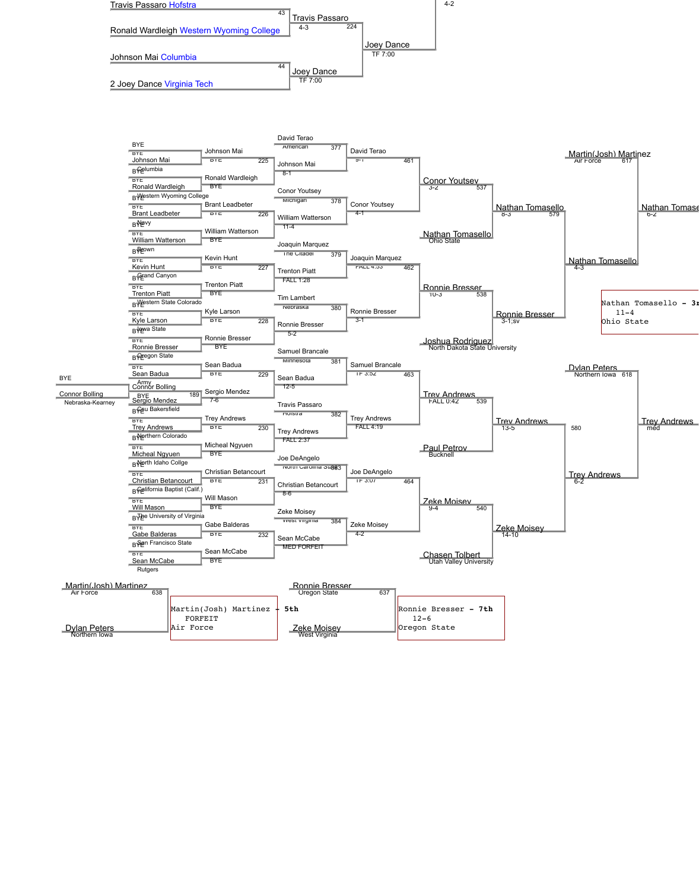## Top bracket (continued)

- Travis Passaro Hofstra vs. Ronald Wardleigh Western Wyoming College (43) → **Travis Passaro** 4-3
- Johnson Mai Columbia vs. 2 Joey Dance Virginia Tech (44) → **Joey Dance** TF 7:00
- Travis Passaro vs. Joey Dance (224) → **Joey Dance** TF 7:00
- 4-2

## Consolation bracket

### First round

| Match | Wrestler | Opponent | Winner | Result |
|---|---|---|---|---|
| | BYE | Johnson Mai (Columbia) | Johnson Mai | BYE |
| 225 | Johnson Mai | Ronald Wardleigh | | |
| | BYE | Ronald Wardleigh (Western Wyoming College) | Ronald Wardleigh | BYE |
| | BYE | Brant Leadbeter (Navy) | Brant Leadbeter | BYE |
| 226 | Brant Leadbeter | William Watterson | | |
| | BYE | William Watterson (Brown) | William Watterson | BYE |
| | BYE | Kevin Hunt (Grand Canyon) | Kevin Hunt | BYE |
| 227 | Kevin Hunt | Trenton Piatt | | |
| | BYE | Trenton Piatt (Western State Colorado) | Trenton Piatt | BYE |
| | BYE | Kyle Larson (Iowa State) | Kyle Larson | BYE |
| 228 | Kyle Larson | Ronnie Bresser | | |
| | BYE | Ronnie Bresser (Oregon State) | Ronnie Bresser | BYE |
| | BYE | Sean Badua (Army) | Sean Badua | BYE |
| 229 | Sean Badua | Sergio Mendez | | |
| | BYE | Connor Bolling (Nebraska-Kearney) | Connor Bolling | |
| 189 | Connor Bolling | BYE / Sergio Mendez (Csu Bakersfield) | Sergio Mendez | 7-6 |
| | BYE | Trey Andrews (Northern Colorado) | Trey Andrews | BYE |
| 230 | Trey Andrews | Micheal Ngyuen | | |
| | BYE | Micheal Ngyuen (North Idaho Collge) | Micheal Ngyuen | BYE |
| | BYE | Christian Betancourt (California Baptist (Calif.)) | Christian Betancourt | BYE |
| 231 | Christian Betancourt | Will Mason | | |
| | BYE | Will Mason (The University of Virginia) | Will Mason | BYE |
| | BYE | Gabe Balderas (San Francisco State) | Gabe Balderas | BYE |
| 232 | Gabe Balderas | Sean McCabe | | |
| | BYE | Sean McCabe (Rutgers) | Sean McCabe | BYE |

### Second round

| Match | Wrestler | Opponent | Winner | Result |
|---|---|---|---|---|
| 377 | David Terao (American) | Johnson Mai | Johnson Mai | 8-1 |
| 378 | Conor Youtsey (Michigan) | William Watterson | William Watterson | 11-4 |
| 379 | Joaquin Marquez (The Citadel) | Trenton Piatt | Trenton Piatt | FALL 1:28 |
| 380 | Tim Lambert (Nebraska) | Ronnie Bresser | Ronnie Bresser | 5-2 |
| 381 | Samuel Brancale (Minnesota) | Sean Badua | Sean Badua | 12-5 |
| 382 | Travis Passaro (Hofstra) | Trey Andrews | Trey Andrews | FALL 2:37 |
| 383 | Joe DeAngelo (North Carolina State) | Christian Betancourt | Christian Betancourt | 8-6 |
| 384 | Zeke Moisey (West Virginia) | Sean McCabe | Sean McCabe | MED FORFEIT |

### Third round

| Match | Wrestler | Opponent | Winner | Result |
|---|---|---|---|---|
| 461 | David Terao | Johnson Mai | David Terao | 9-1 |
| | Conor Youtsey | William Watterson | Conor Youtsey | 4-1 |
| 462 | Joaquin Marquez | Trenton Piatt | Joaquin Marquez | FALL 4:33 |
| | Ronnie Bresser | | Ronnie Bresser | 3-1 |
| 463 | Samuel Brancale | Sean Badua | Samuel Brancale | TF 3:52 |
| | Trey Andrews | | Trey Andrews | FALL 4:19 |
| 464 | Joe DeAngelo | Christian Betancourt | Joe DeAngelo | TF 3:07 |
| | Zeke Moisey | Sean McCabe | Zeke Moisey | 4-2 |

### Fourth round

| Match | Wrestler | Opponent | Winner | Result |
|---|---|---|---|---|
| 537 | David Terao / Conor Youtsey | | Conor Youtsey | 3-2 |
| 538 | Joaquin Marquez / Ronnie Bresser | | Ronnie Bresser | 10-3 |
| 539 | Samuel Brancale / Trey Andrews | | Trey Andrews | FALL 0:42 |
| 540 | Joe DeAngelo / Zeke Moisey | | Zeke Moisey | 9-4 |

### Fifth round

| Match | Wrestler | Opponent | Winner | Result |
|---|---|---|---|---|
| 579 | Conor Youtsey | Nathan Tomasello (Ohio State) | Nathan Tomasello | 8-3 |
| | Ronnie Bresser | Joshua Rodriguez (North Dakota State University) | Ronnie Bresser | 3-1;sv |
| | Trey Andrews | Paul Petrov (Bucknell) | Trey Andrews | 13-5 |
| 580 | Zeke Moisey | Chasen Tolbert (Utah Valley University) | Zeke Moisey | 14-10 |

### Sixth round

| Match | Wrestler | Opponent | Winner | Result |
|---|---|---|---|---|
| | Nathan Tomasello | Ronnie Bresser | Nathan Tomasello | 4-3 |
| | Trey Andrews | Zeke Moisey | Trey Andrews | 6-2 |

### Seventh round

| Match | Wrestler | Opponent | Winner | Result |
|---|---|---|---|---|
| 617 | Martin(Josh) Martinez (Air Force) | Nathan Tomasello | Nathan Tomasello | 6-2 |
| 618 | Dylan Peters (Northern Iowa) | Trey Andrews | Trey Andrews | med |

### 3rd place

**Nathan Tomasello - 3r**
11-4
Ohio State

### 5th place (638)

Martin(Josh) Martinez (Air Force) vs. Dylan Peters (Northern Iowa)

**Martin(Josh) Martinez - 5th**
FORFEIT
Air Force

### 7th place (637)

Ronnie Bresser (Oregon State) vs. Zeke Moisey (West Virginia)

**Ronnie Bresser - 7th**
12-6
Oregon State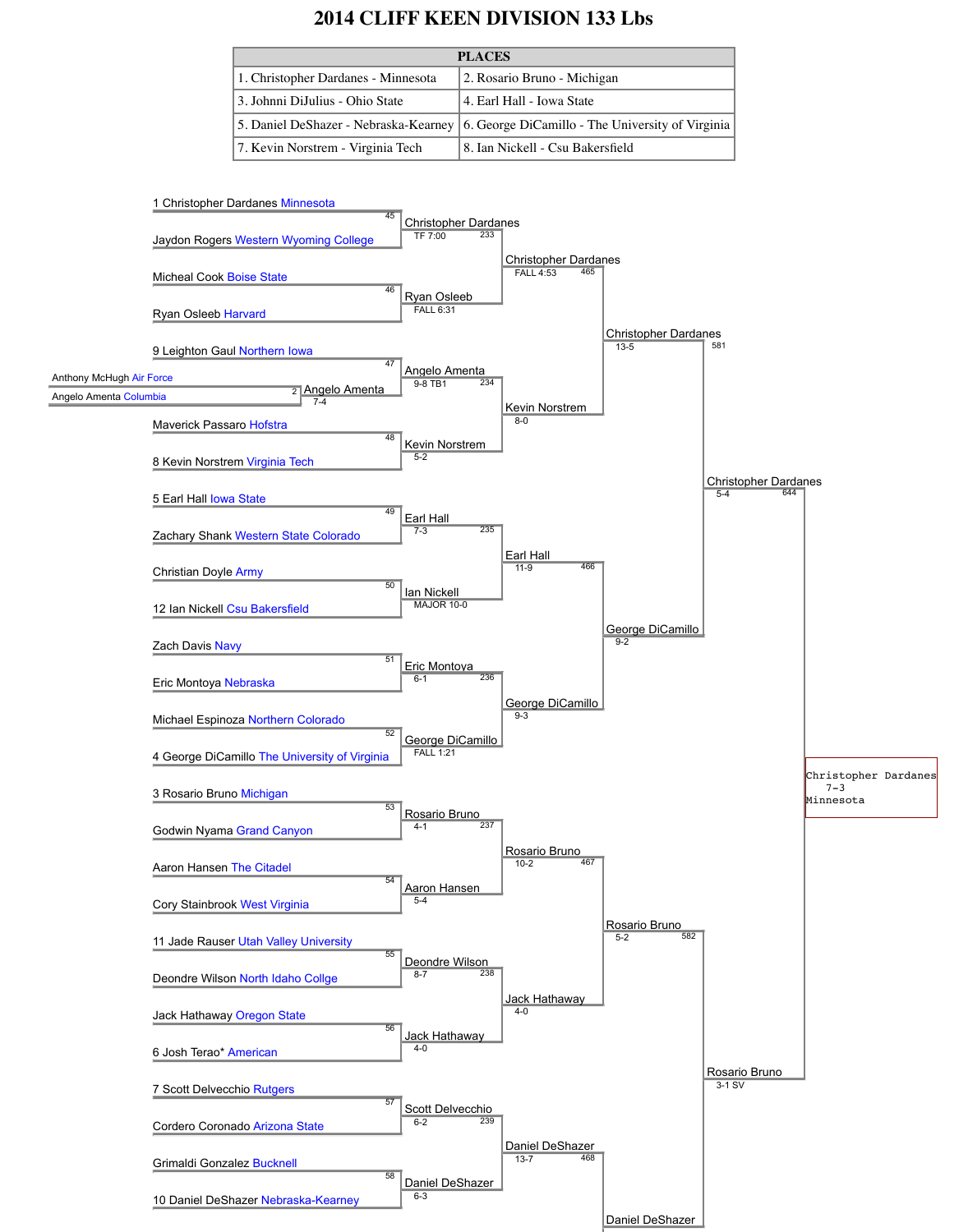# 2014 CLIFF KEEN DIVISION 133 Lbs

| PLACES | |
|---|---|
| 1. Christopher Dardanes - Minnesota | 2. Rosario Bruno - Michigan |
| 3. Johnni DiJulius - Ohio State | 4. Earl Hall - Iowa State |
| 5. Daniel DeShazer - Nebraska-Kearney | 6. George DiCamillo - The University of Virginia |
| 7. Kevin Norstrem - Virginia Tech | 8. Ian Nickell - Csu Bakersfield |

## Preliminary

- Bout 2: Anthony McHugh Air Force vs Angelo Amenta Columbia — Angelo Amenta 7-4

## First Round

- Bout 45: 1 Christopher Dardanes Minnesota vs Jaydon Rogers Western Wyoming College — Christopher Dardanes TF 7:00
- Bout 46: Micheal Cook Boise State vs Ryan Osleeb Harvard — Ryan Osleeb FALL 6:31
- Bout 47: 9 Leighton Gaul Northern Iowa vs Angelo Amenta — Angelo Amenta 9-8 TB1
- Bout 48: Maverick Passaro Hofstra vs 8 Kevin Norstrem Virginia Tech — Kevin Norstrem 5-2
- Bout 49: 5 Earl Hall Iowa State vs Zachary Shank Western State Colorado — Earl Hall 7-3
- Bout 50: Christian Doyle Army vs 12 Ian Nickell Csu Bakersfield — Ian Nickell MAJOR 10-0
- Bout 51: Zach Davis Navy vs Eric Montoya Nebraska — Eric Montoya 6-1
- Bout 52: Michael Espinoza Northern Colorado vs 4 George DiCamillo The University of Virginia — George DiCamillo FALL 1:21
- Bout 53: 3 Rosario Bruno Michigan vs Godwin Nyama Grand Canyon — Rosario Bruno 4-1
- Bout 54: Aaron Hansen The Citadel vs Cory Stainbrook West Virginia — Aaron Hansen 5-4
- Bout 55: 11 Jade Rauser Utah Valley University vs Deondre Wilson North Idaho Collge — Deondre Wilson 8-7
- Bout 56: Jack Hathaway Oregon State vs 6 Josh Terao* American — Jack Hathaway 4-0
- Bout 57: 7 Scott Delvecchio Rutgers vs Cordero Coronado Arizona State — Scott Delvecchio 6-2
- Bout 58: Grimaldi Gonzalez Bucknell vs 10 Daniel DeShazer Nebraska-Kearney — Daniel DeShazer 6-3

## Second Round

- Bout 233: Christopher Dardanes vs Ryan Osleeb — Christopher Dardanes FALL 4:53
- Bout 234: Angelo Amenta vs Kevin Norstrem — Kevin Norstrem 8-0
- Bout 235: Earl Hall vs Ian Nickell — Earl Hall 11-9
- Bout 236: Eric Montoya vs George DiCamillo — George DiCamillo 9-3
- Bout 237: Rosario Bruno vs Aaron Hansen — Rosario Bruno 10-2
- Bout 238: Deondre Wilson vs Jack Hathaway — Jack Hathaway 4-0
- Bout 239: Scott Delvecchio vs Daniel DeShazer — Daniel DeShazer 13-7

## Quarterfinals

- Bout 465: Christopher Dardanes vs Kevin Norstrem — Christopher Dardanes 13-5
- Bout 466: Earl Hall vs George DiCamillo — George DiCamillo 9-2
- Bout 467: Rosario Bruno vs Jack Hathaway — Rosario Bruno 5-2
- Bout 468: Daniel DeShazer

## Semifinals

- Bout 581: Christopher Dardanes vs George DiCamillo — Christopher Dardanes 5-4
- Bout 582: Rosario Bruno vs Daniel DeShazer — Rosario Bruno 3-1 SV

## Final

- Bout 644: Christopher Dardanes vs Rosario Bruno

**Champion:** Christopher Dardanes 7-3 Minnesota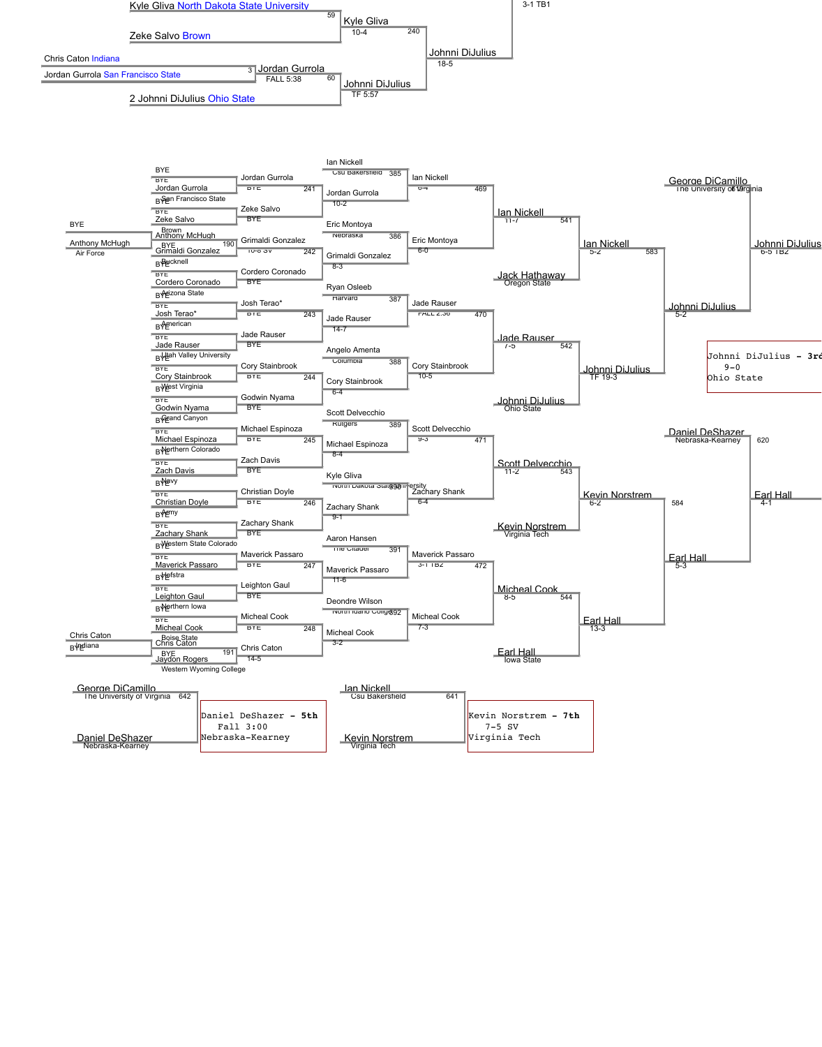**Championship Bracket (continued)**

- Kyle Gliva North Dakota State University — 59 — Kyle Gliva 10-4
- Zeke Salvo Brown
- Chris Caton Indiana — 3 — Jordan Gurrola FALL 5:38
- Jordan Gurrola San Francisco State — 60 — Johnni DiJulius TF 5:57
- 2 Johnni DiJulius Ohio State
- 240 — Johnni DiJulius 18-5
- 3-1 TB1

**Consolation Bracket**

| Round 1 | Round 2 | Round 3 | Round 4 | Round 5 | Round 6 | Round 7 |
| --- | --- | --- | --- | --- | --- | --- |
| BYE / Jordan Gurrola San Francisco State | Jordan Gurrola BYE 241 | Ian Nickell Csu Bakersfield 385 / Jordan Gurrola 10-2 | Ian Nickell 6-4 469 | Ian Nickell 11-7 541 | Ian Nickell 5-2 583 | George DiCamillo The University of Virginia 619 / Johnni DiJulius 5-2 → Johnni DiJulius 6-5 TB2 |
| BYE / Zeke Salvo Brown | Zeke Salvo BYE | | | | | |
| BYE / Anthony McHugh Air Force (190) / Grimaldi Gonzalez Bucknell | Grimaldi Gonzalez 10-6 SV 242 | Eric Montoya Nebraska 386 / Grimaldi Gonzalez 8-3 | Eric Montoya 6-0 | Jack Hathaway Oregon State | | |
| BYE / Cordero Coronado Arizona State | Cordero Coronado BYE | | | | | |
| BYE / Josh Terao* American | Josh Terao* BYE 243 | Ryan Osleeb Harvard 387 / Jade Rauser 14-7 | Jade Rauser FALL 2:36 470 | Jade Rauser 7-5 542 | Johnni DiJulius TF 19-3 | |
| BYE / Jade Rauser Utah Valley University | Jade Rauser BYE | | | | | |
| BYE / Cory Stainbrook West Virginia | Cory Stainbrook BYE 244 | Angelo Amenta Columbia 388 / Cory Stainbrook 6-4 | Cory Stainbrook 10-5 | Johnni DiJulius Ohio State | | |
| BYE / Godwin Nyama Grand Canyon | Godwin Nyama BYE | | | | | |
| BYE / Michael Espinoza Northern Colorado | Michael Espinoza BYE 245 | Scott Delvecchio Rutgers 389 / Michael Espinoza 8-4 | Scott Delvecchio 9-3 471 | Scott Delvecchio 11-2 543 | Kevin Norstrem 6-2 584 | Daniel DeShazer Nebraska-Kearney 620 / Earl Hall 5-3 → Earl Hall 4-1 |
| BYE / Zach Davis Navy | Zach Davis BYE | | | | | |
| BYE / Christian Doyle Army | Christian Doyle BYE 246 | Kyle Gliva North Dakota State University 390 / Zachary Shank 9-1 | Zachary Shank 6-4 | Kevin Norstrem Virginia Tech | | |
| BYE / Zachary Shank Western State Colorado | Zachary Shank BYE | | | | | |
| BYE / Maverick Passaro Hofstra | Maverick Passaro BYE 247 | Aaron Hansen The Citadel 391 / Maverick Passaro 11-6 | Maverick Passaro 3-1 TB2 472 | Micheal Cook 8-5 544 | Earl Hall 13-3 | |
| BYE / Leighton Gaul Northern Iowa | Leighton Gaul BYE | | | | | |
| BYE / Micheal Cook Boise State | Micheal Cook BYE 248 | Deondre Wilson North Idaho College 392 / Micheal Cook 3-2 | Micheal Cook 7-3 | Earl Hall Iowa State | | |
| Chris Caton Indiana / BYE / Chris Caton (191) / BYE / Jaydon Rogers Western Wyoming College | Chris Caton 14-5 | | | | | |

**Placement Matches**

- Johnni DiJulius - 3rd, 9-0, Ohio State
- George DiCamillo The University of Virginia 642 / Daniel DeShazer Nebraska-Kearney → Daniel DeShazer - 5th, Fall 3:00, Nebraska-Kearney
- Ian Nickell Csu Bakersfield 641 / Kevin Norstrem Virginia Tech → Kevin Norstrem - 7th, 7-5 SV, Virginia Tech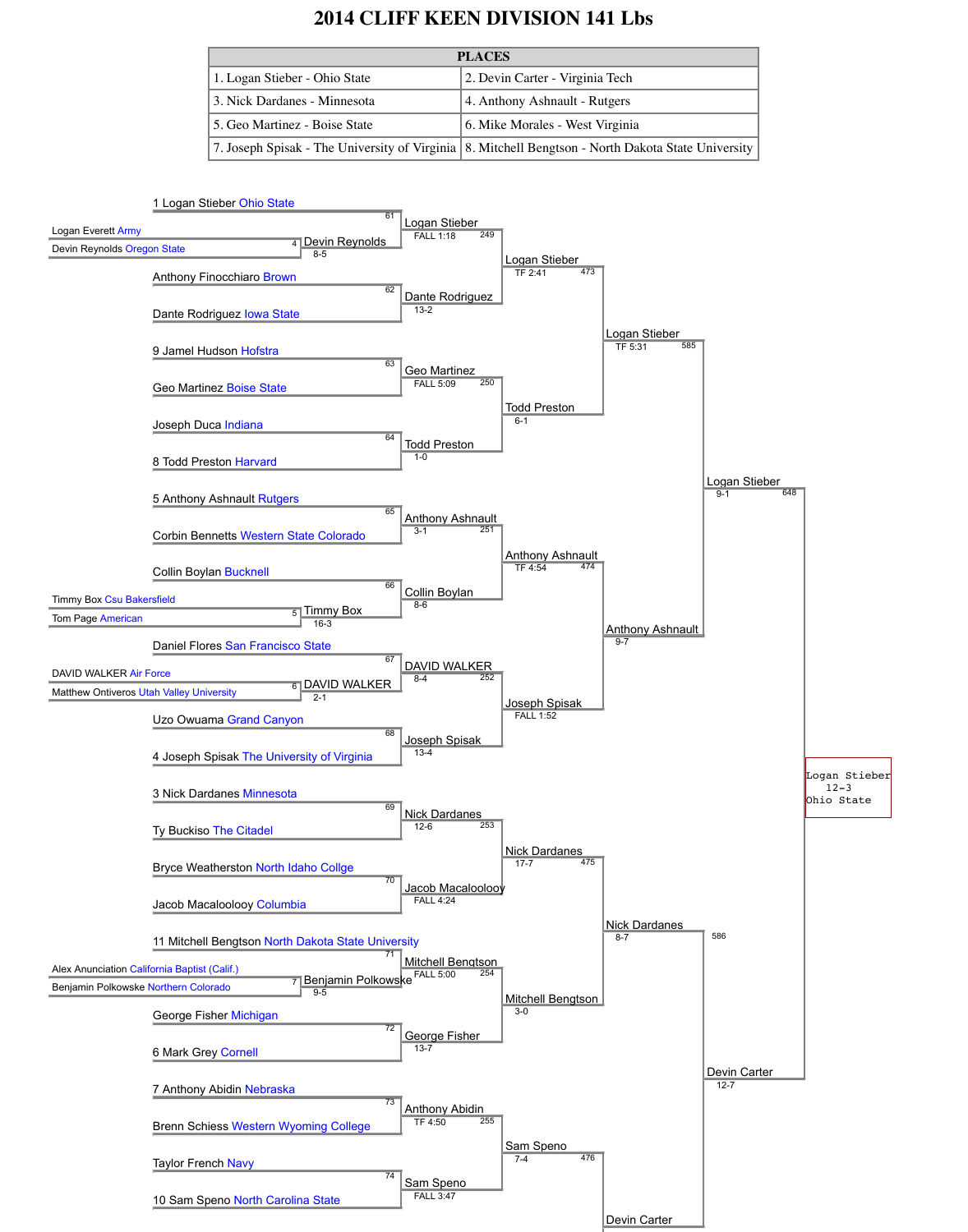# 2014 CLIFF KEEN DIVISION 141 Lbs

| PLACES | |
|---|---|
| 1. Logan Stieber - Ohio State | 2. Devin Carter - Virginia Tech |
| 3. Nick Dardanes - Minnesota | 4. Anthony Ashnault - Rutgers |
| 5. Geo Martinez - Boise State | 6. Mike Morales - West Virginia |
| 7. Joseph Spisak - The University of Virginia | 8. Mitchell Bengtson - North Dakota State University |

## Pigtail Matches

| Match | Wrestler 1 | Wrestler 2 | Winner | Result |
|---|---|---|---|---|
| 4 | Logan Everett Army | Devin Reynolds Oregon State | Devin Reynolds | 8-5 |
| 5 | Timmy Box Csu Bakersfield | Tom Page American | Timmy Box | 16-3 |
| 6 | DAVID WALKER Air Force | Matthew Ontiveros Utah Valley University | DAVID WALKER | 2-1 |
| 7 | Alex Anunciation California Baptist (Calif.) | Benjamin Polkowske Northern Colorado | Benjamin Polkowske | 9-5 |

## First Round

| Match | Wrestler 1 | Wrestler 2 | Winner | Result |
|---|---|---|---|---|
| 61 | 1 Logan Stieber Ohio State | Devin Reynolds | Logan Stieber | FALL 1:18 |
| 62 | Anthony Finocchiaro Brown | Dante Rodriguez Iowa State | Dante Rodriguez | 13-2 |
| 63 | 9 Jamel Hudson Hofstra | Geo Martinez Boise State | Geo Martinez | FALL 5:09 |
| 64 | Joseph Duca Indiana | 8 Todd Preston Harvard | Todd Preston | 1-0 |
| 65 | 5 Anthony Ashnault Rutgers | Corbin Bennetts Western State Colorado | Anthony Ashnault | 3-1 |
| 66 | Collin Boylan Bucknell | Timmy Box | Collin Boylan | 8-6 |
| 67 | Daniel Flores San Francisco State | DAVID WALKER | DAVID WALKER | 8-4 |
| 68 | Uzo Owuama Grand Canyon | 4 Joseph Spisak The University of Virginia | Joseph Spisak | 13-4 |
| 69 | 3 Nick Dardanes Minnesota | Ty Buckiso The Citadel | Nick Dardanes | 12-6 |
| 70 | Bryce Weatherston North Idaho Collge | Jacob Macalooloy Columbia | Jacob Macalooloy | FALL 4:24 |
| 71 | 11 Mitchell Bengtson North Dakota State University | Benjamin Polkowske | Mitchell Bengtson | FALL 5:00 |
| 72 | George Fisher Michigan | 6 Mark Grey Cornell | George Fisher | 13-7 |
| 73 | 7 Anthony Abidin Nebraska | Brenn Schiess Western Wyoming College | Anthony Abidin | TF 4:50 |
| 74 | Taylor French Navy | 10 Sam Speno North Carolina State | Sam Speno | FALL 3:47 |

## Second Round

| Match | Winner | Result |
|---|---|---|
| 249 | Logan Stieber | TF 2:41 |
| 250 | Todd Preston | 6-1 |
| 251 | Anthony Ashnault | TF 4:54 |
| 252 | Joseph Spisak | FALL 1:52 |
| 253 | Nick Dardanes | 17-7 |
| 254 | Mitchell Bengtson | 3-0 |
| 255 | Sam Speno | 7-4 |

## Quarterfinals

| Match | Winner | Result |
|---|---|---|
| 473 | Logan Stieber | TF 5:31 |
| 474 | Anthony Ashnault | 9-7 |
| 475 | Nick Dardanes | 8-7 |
| 476 | Devin Carter | |

## Semifinals

| Match | Winner | Result |
|---|---|---|
| 585 | Logan Stieber | 9-1 |
| 586 | Devin Carter | 12-7 |

## Final

| Match | Winner | Result |
|---|---|---|
| 648 | Logan Stieber Ohio State | 12-3 |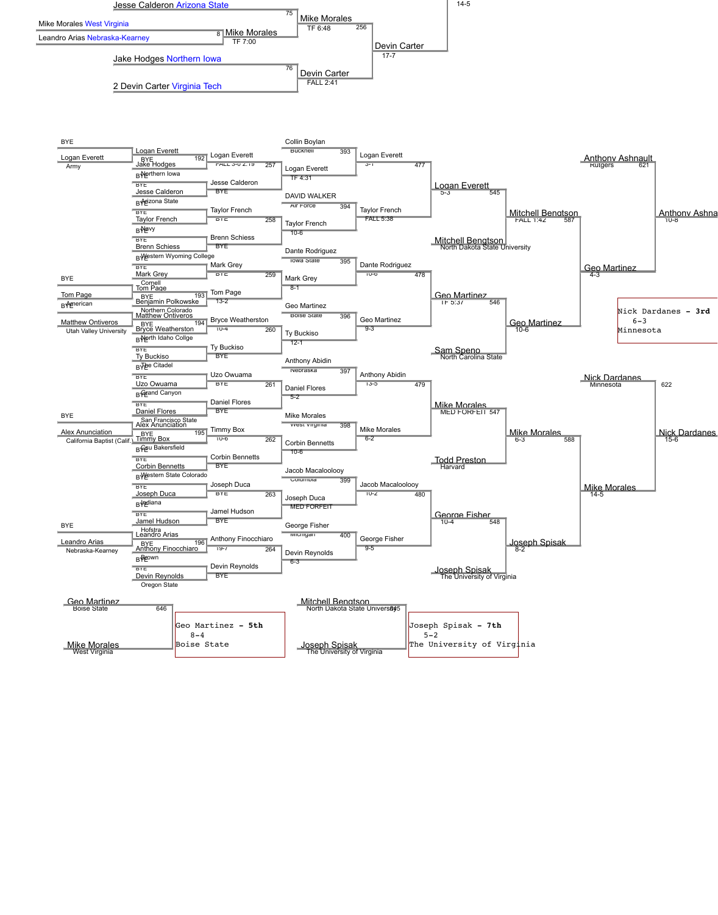## Championship Bracket (continued)

- Jesse Calderon Arizona State — 75 — Mike Morales TF 6:48
- Mike Morales West Virginia vs Leandro Arias Nebraska-Kearney — 8 — Mike Morales TF 7:00
- Mike Morales vs Devin Carter — 256 — Devin Carter 17-7
- Jake Hodges Northern Iowa vs 2 Devin Carter Virginia Tech — 76 — Devin Carter FALL 2:41
- 14-5

## Consolation Bracket

### Round 1 (Byes / Pigtails)

- BYE vs Logan Everett (Army) — 192 — Logan Everett BYE
- BYE vs Tom Page — 193 — Tom Page BYE (American)
- Matthew Ontiveros (Utah Valley University) vs BYE — 194 — Matthew Ontiveros BYE
- BYE vs Alex Anunciation (California Baptist (Calif.)) — 195 — Alex Anunciation BYE
- BYE vs Leandro Arias (Nebraska-Kearney) — 196 — Leandro Arias BYE

### Round 2

| Bout | Wrestler 1 | Wrestler 2 | Winner | Result |
|---|---|---|---|---|
| 257 | Logan Everett | Jake Hodges (Northern Iowa) | Logan Everett | FALL 3-0 2:19 |
| | Jesse Calderon (Arizona State) | BYE | Jesse Calderon | BYE |
| 258 | Taylor French (Navy) | BYE | Taylor French | BYE |
| | Brenn Schiess (Western Wyoming College) | BYE | Brenn Schiess | BYE |
| 259 | Mark Grey (Cornell) | BYE | Mark Grey | BYE |
| | Tom Page | Benjamin Polkowske (Northern Colorado) | Tom Page | 13-2 |
| 260 | Matthew Ontiveros | Bryce Weatherston (North Idaho College) | Bryce Weatherston | 10-4 |
| | Ty Buckiso (The Citadel) | BYE | Ty Buckiso | BYE |
| 261 | Uzo Owuama (Grand Canyon) | BYE | Uzo Owuama | BYE |
| | Daniel Flores (San Francisco State) | BYE | Daniel Flores | BYE |
| 262 | Alex Anunciation | Timmy Box (Csu Bakersfield) | Timmy Box | 10-6 |
| | Corbin Bennetts (Western State Colorado) | BYE | Corbin Bennetts | BYE |
| 263 | Joseph Duca (Indiana) | BYE | Joseph Duca | BYE |
| | Jamel Hudson (Hofstra) | BYE | Jamel Hudson | BYE |
| 264 | Leandro Arias | Anthony Finocchiaro (Brown) | Anthony Finocchiaro | 19-7 |
| | Devin Reynolds (Oregon State) | BYE | Devin Reynolds | BYE |

### Round 3

| Bout | Wrestler 1 | Wrestler 2 | Winner | Result |
|---|---|---|---|---|
| 393 | Collin Boylan (Bucknell) | Logan Everett | Logan Everett | TF 4:31 |
| 394 | DAVID WALKER (Air Force) | Taylor French | Taylor French | 10-6 |
| 395 | Dante Rodriguez (Iowa State) | Mark Grey | Mark Grey | 8-1 |
| 396 | Geo Martinez (Boise State) | Ty Buckiso | Ty Buckiso | 12-1 |
| 397 | Anthony Abidin (Nebraska) | Daniel Flores | Daniel Flores | 5-2 |
| 398 | Mike Morales (West Virginia) | Corbin Bennetts | Corbin Bennetts | 10-6 |
| 399 | Jacob Macaloolooy (Columbia) | Joseph Duca | Joseph Duca | MED FORFEIT |
| 400 | George Fisher (Michigan) | Devin Reynolds | Devin Reynolds | 6-3 |

### Round 4

| Bout | Wrestler 1 | Wrestler 2 | Winner | Result |
|---|---|---|---|---|
| 477 | Logan Everett | Taylor French | Logan Everett | 3-1 |
| | | | Taylor French | FALL 5:38 |
| 478 | Dante Rodriguez | Geo Martinez | Dante Rodriguez | 10-6 |
| | | | Geo Martinez | 9-3 |
| 479 | Anthony Abidin | Mike Morales | Anthony Abidin | 13-5 |
| | | | Mike Morales | 6-2 |
| 480 | Jacob Macaloolooy | George Fisher | Jacob Macaloolooy | 10-2 |
| | | | George Fisher | 9-5 |

### Round 5

| Bout | Wrestler 1 | Wrestler 2 | Winner | Result |
|---|---|---|---|---|
| 545 | Logan Everett | Mitchell Bengtson (North Dakota State University) | Logan Everett | 5-3 |
| 546 | Geo Martinez | Sam Speno (North Carolina State) | Geo Martinez | TF 5:37 |
| 547 | Mike Morales | Todd Preston (Harvard) | Mike Morales | MED FORFEIT |
| 548 | George Fisher | Joseph Spisak (The University of Virginia) | George Fisher | 10-4 |

### Round 6

| Bout | Wrestler 1 | Wrestler 2 | Winner | Result |
|---|---|---|---|---|
| 587 | Logan Everett | Geo Martinez | Mitchell Bengtson | FALL 1:42 |
| | | | Geo Martinez | 10-6 |
| 588 | Mike Morales | Joseph Spisak | Mike Morales | 6-3 |
| | | | Joseph Spisak | 8-2 |

### Consolation Semifinals

| Bout | Wrestler 1 | Wrestler 2 | Winner | Result |
|---|---|---|---|---|
| 621 | Anthony Ashnault (Rutgers) | Geo Martinez | Anthony Ashnault | 10-8 |
| | | | Geo Martinez | 4-3 |
| 622 | Nick Dardanes (Minnesota) | Mike Morales | Nick Dardanes | 15-6 |
| | | | Mike Morales | 14-5 |

### 3rd Place

Nick Dardanes - **3rd**
6-3
Minnesota

### 5th Place

| Bout | Wrestler 1 | Wrestler 2 |
|---|---|---|
| 646 | Geo Martinez (Boise State) | Mike Morales (West Virginia) |

Geo Martinez - **5th**
8-4
Boise State

### 7th Place

| Bout | Wrestler 1 | Wrestler 2 |
|---|---|---|
| 645 | Mitchell Bengtson (North Dakota State University) | Joseph Spisak (The University of Virginia) |

Joseph Spisak - **7th**
5-2
The University of Virginia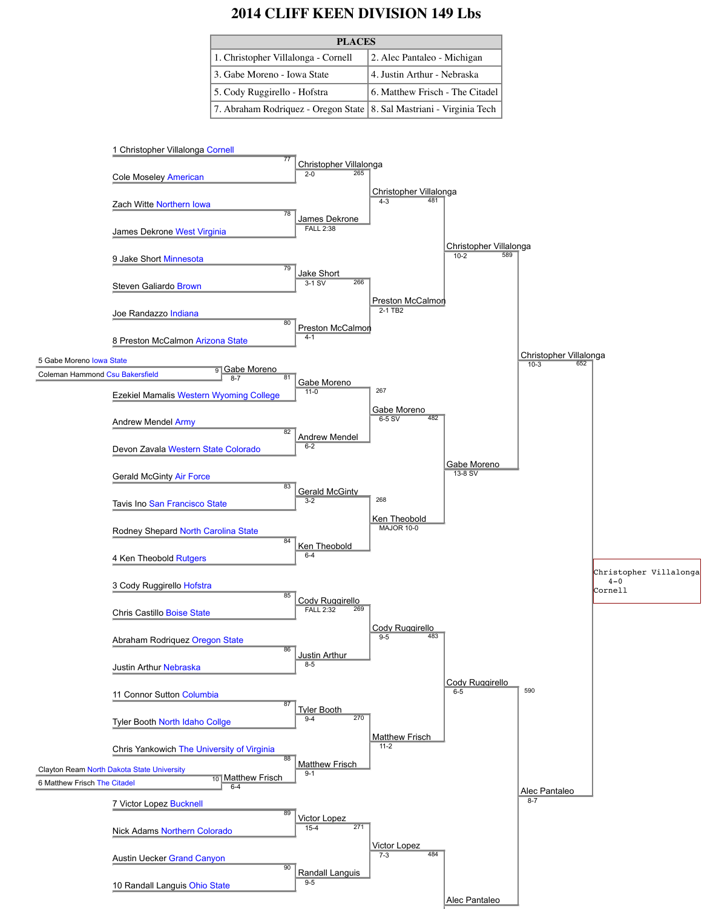# 2014 CLIFF KEEN DIVISION 149 Lbs

| PLACES | |
|---|---|
| 1. Christopher Villalonga - Cornell | 2. Alec Pantaleo - Michigan |
| 3. Gabe Moreno - Iowa State | 4. Justin Arthur - Nebraska |
| 5. Cody Ruggirello - Hofstra | 6. Matthew Frisch - The Citadel |
| 7. Abraham Rodriquez - Oregon State | 8. Sal Mastriani - Virginia Tech |

1 Christopher Villalonga Cornell
Cole Moseley American
77 — Christopher Villalonga 2-0

Zach Witte Northern Iowa
James Dekrone West Virginia
78 — James Dekrone FALL 2:38

265 — Christopher Villalonga 4-3

9 Jake Short Minnesota
Steven Galiardo Brown
79 — Jake Short 3-1 SV

Joe Randazzo Indiana
8 Preston McCalmon Arizona State
80 — Preston McCalmon 4-1

266 — Preston McCalmon 2-1 TB2

481 — Christopher Villalonga 10-2

5 Gabe Moreno Iowa State
Coleman Hammond Csu Bakersfield
9 — Gabe Moreno 8-7

Ezekiel Mamalis Western Wyoming College
81 — Gabe Moreno 11-0

Andrew Mendel Army
Devon Zavala Western State Colorado
82 — Andrew Mendel 6-2

267 — Gabe Moreno 6-5 SV

Gerald McGinty Air Force
Tavis Ino San Francisco State
83 — Gerald McGinty 3-2

Rodney Shepard North Carolina State
4 Ken Theobold Rutgers
84 — Ken Theobold 6-4

268 — Ken Theobold MAJOR 10-0

482 — Gabe Moreno 13-8 SV

589 — Christopher Villalonga 10-3

3 Cody Ruggirello Hofstra
Chris Castillo Boise State
85 — Cody Ruggirello FALL 2:32

Abraham Rodriquez Oregon State
Justin Arthur Nebraska
86 — Justin Arthur 8-5

269 — Cody Ruggirello 9-5

11 Connor Sutton Columbia
Tyler Booth North Idaho Collge
87 — Tyler Booth 9-4

Chris Yankowich The University of Virginia
Clayton Ream North Dakota State University
6 Matthew Frisch The Citadel
10 — Matthew Frisch 6-4
88 — Matthew Frisch 9-1

270 — Matthew Frisch 11-2

483 — Cody Ruggirello 6-5

7 Victor Lopez Bucknell
Nick Adams Northern Colorado
89 — Victor Lopez 15-4

Austin Uecker Grand Canyon
10 Randall Languis Ohio State
90 — Randall Languis 9-5

271 — Victor Lopez 7-3

484 — Alec Pantaleo

590 — Alec Pantaleo 8-7

652 — Christopher Villalonga 4-0 Cornell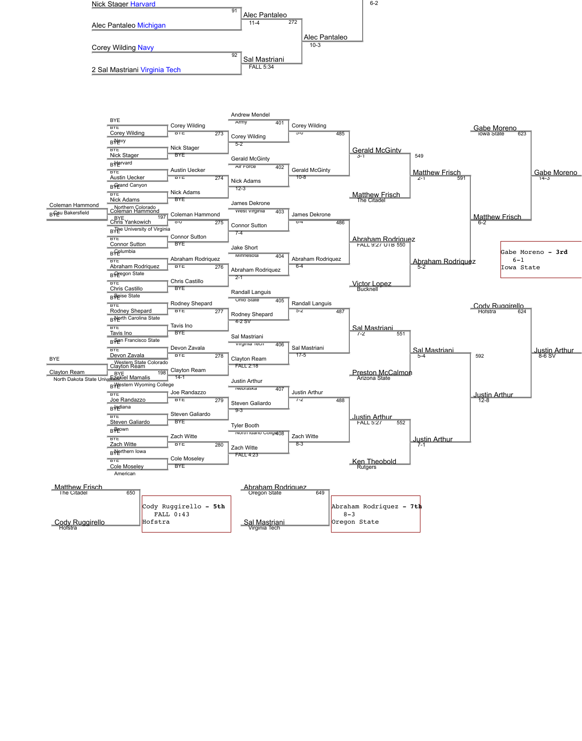**Championship bracket (continued)**

- Nick Stager Harvard vs. Alec Pantaleo Michigan (91): Alec Pantaleo 11-4
- Corey Wilding Navy vs. 2 Sal Mastriani Virginia Tech (92): Sal Mastriani FALL 5:34
- Alec Pantaleo vs. Sal Mastriani (272): Alec Pantaleo 10-3
- 6-2

**Consolation bracket**

Pre-round:
- Coleman Hammond Csu Bakersfield vs. BYE (197): Coleman Hammond
- BYE vs. Clayton Ream North Dakota State University (198): Clayton Ream

First round:
- BYE vs. Corey Wilding Navy: Corey Wilding BYE
- BYE vs. Nick Stager Harvard: Nick Stager BYE
- Corey Wilding vs. Nick Stager (273): Corey Wilding 5-2
- BYE vs. Austin Uecker Grand Canyon: Austin Uecker BYE
- BYE vs. Nick Adams Northern Colorado: Nick Adams BYE
- Austin Uecker vs. Nick Adams (274): Nick Adams 12-3
- Coleman Hammond vs. BYE: Coleman Hammond BYE
- Chris Yankowich The University of Virginia vs. BYE: Connor Sutton... Chris Yankowich
- Coleman Hammond vs. Connor Sutton (275): Connor Sutton 7-4
- BYE vs. Connor Sutton Columbia: Connor Sutton BYE
- BYE vs. Abraham Rodriquez Oregon State: Abraham Rodriquez BYE
- BYE vs. Chris Castillo Boise State: Chris Castillo BYE
- Abraham Rodriquez vs. Chris Castillo (276): Abraham Rodriquez 2-1
- BYE vs. Rodney Shepard North Carolina State: Rodney Shepard BYE
- BYE vs. Tavis Ino San Francisco State: Tavis Ino BYE
- Rodney Shepard vs. Tavis Ino (277): Rodney Shepard 4-2 SV
- BYE vs. Devon Zavala Western State Colorado: Devon Zavala BYE
- Clayton Ream vs. Ezekiel Mamalis Western Wyoming College: Clayton Ream 14-1
- Devon Zavala vs. Clayton Ream (278): Clayton Ream FALL 2:18
- BYE vs. Joe Randazzo Indiana: Joe Randazzo BYE
- BYE vs. Steven Galiardo Brown: Steven Galiardo BYE
- Joe Randazzo vs. Steven Galiardo (279): Steven Galiardo 9-3
- BYE vs. Zach Witte Northern Iowa: Zach Witte BYE
- BYE vs. Cole Moseley American: Cole Moseley BYE
- Zach Witte vs. Cole Moseley (280): Zach Witte FALL 4:23

Next round:
- Andrew Mendel Army vs. Corey Wilding (401): Corey Wilding 5-0
- Gerald McGinty Air Force vs. Nick Adams (402): Gerald McGinty 10-8
- James Dekrone West Virginia vs. Connor Sutton (403): James Dekrone 6-4
- Jake Short Minnesota vs. Abraham Rodriquez (404): Abraham Rodriquez 6-4
- Randall Languis Ohio State vs. Rodney Shepard (405): Randall Languis 5-2
- Sal Mastriani Virginia Tech vs. Clayton Ream (406): Sal Mastriani 17-5
- Justin Arthur Nebraska vs. Steven Galiardo (407): Justin Arthur 7-2
- Tyler Booth North Idaho College vs. Zach Witte (408): Zach Witte 8-3

Next round:
- Corey Wilding vs. Gerald McGinty (485): Gerald McGinty 3-1
- James Dekrone vs. Abraham Rodriquez (486): Abraham Rodriquez FALL 9:27 UTB
- Randall Languis vs. Sal Mastriani (487): Sal Mastriani 7-2
- Justin Arthur vs. Zach Witte (488): Justin Arthur FALL 5:27

Next round:
- Gerald McGinty vs. Matthew Frisch The Citadel (549): Matthew Frisch 2-1
- Abraham Rodriquez vs. Victor Lopez Bucknell (550): Abraham Rodriquez 5-2
- Sal Mastriani vs. Preston McCalmon Arizona State (551): Sal Mastriani 5-4
- Justin Arthur vs. Ken Theobold Rutgers (552): Justin Arthur 7-1

Next round:
- Matthew Frisch vs. Abraham Rodriquez (591): Matthew Frisch 6-2
- Sal Mastriani vs. Justin Arthur (592): Justin Arthur 12-8

3rd place match:
- Gabe Moreno Iowa State vs. Matthew Frisch (623): Gabe Moreno 14-3

Gabe Moreno - **3rd**
6-1
Iowa State

- Cody Ruggirello Hofstra vs. Justin Arthur (624): Justin Arthur 8-6 SV

5th place match:
- Matthew Frisch The Citadel vs. Cody Ruggirello Hofstra (650)

Cody Ruggirello - **5th**
FALL 0:43
Hofstra

7th place match:
- Abraham Rodriquez Oregon State vs. Sal Mastriani Virginia Tech (649)

Abraham Rodriquez - **7th**
8-3
Oregon State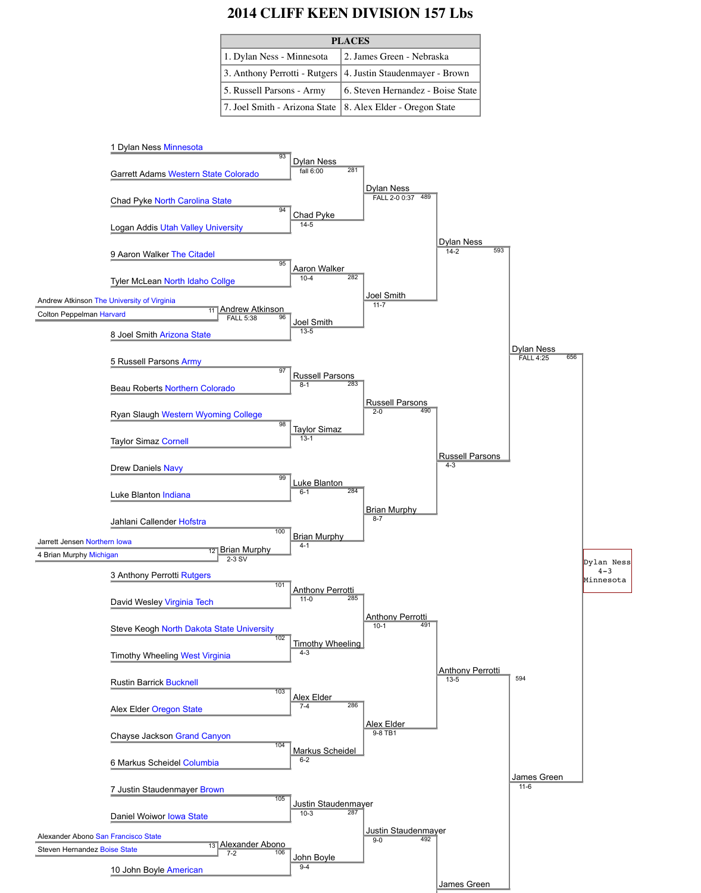# 2014 CLIFF KEEN DIVISION 157 Lbs

| PLACES | |
|---|---|
| 1. Dylan Ness - Minnesota | 2. James Green - Nebraska |
| 3. Anthony Perrotti - Rutgers | 4. Justin Staudenmayer - Brown |
| 5. Russell Parsons - Army | 6. Steven Hernandez - Boise State |
| 7. Joel Smith - Arizona State | 8. Alex Elder - Oregon State |

## Preliminary Round

- Match 11: Andrew Atkinson The University of Virginia vs. Colton Peppelman Harvard — Winner: Andrew Atkinson, FALL 5:38
- Match 12: Jarrett Jensen Northern Iowa vs. 4 Brian Murphy Michigan — Winner: Brian Murphy, 2-3 SV
- Match 13: Alexander Abono San Francisco State vs. Steven Hernandez Boise State — Winner: Alexander Abono, 7-2

## First Round

- Match 93: 1 Dylan Ness Minnesota vs. Garrett Adams Western State Colorado — Winner: Dylan Ness, fall 6:00
- Match 94: Chad Pyke North Carolina State vs. Logan Addis Utah Valley University — Winner: Chad Pyke, 14-5
- Match 95: 9 Aaron Walker The Citadel vs. Tyler McLean North Idaho Collge — Winner: Aaron Walker, 10-4
- Match 96: Andrew Atkinson vs. 8 Joel Smith Arizona State — Winner: Joel Smith, 13-5
- Match 97: 5 Russell Parsons Army vs. Beau Roberts Northern Colorado — Winner: Russell Parsons, 8-1
- Match 98: Ryan Slaugh Western Wyoming College vs. Taylor Simaz Cornell — Winner: Taylor Simaz, 13-1
- Match 99: Drew Daniels Navy vs. Luke Blanton Indiana — Winner: Luke Blanton, 6-1
- Match 100: Jahlani Callender Hofstra vs. Brian Murphy — Winner: Brian Murphy, 4-1
- Match 101: 3 Anthony Perrotti Rutgers vs. David Wesley Virginia Tech — Winner: Anthony Perrotti, 11-0
- Match 102: Steve Keogh North Dakota State University vs. Timothy Wheeling West Virginia — Winner: Timothy Wheeling, 4-3
- Match 103: Rustin Barrick Bucknell vs. Alex Elder Oregon State — Winner: Alex Elder, 7-4
- Match 104: Chayse Jackson Grand Canyon vs. 6 Markus Scheidel Columbia — Winner: Markus Scheidel, 6-2
- Match 105: 7 Justin Staudenmayer Brown vs. Daniel Woiwor Iowa State — Winner: Justin Staudenmayer, 10-3
- Match 106: Alexander Abono vs. 10 John Boyle American — Winner: John Boyle, 9-4

## Second Round

- Match 281: Dylan Ness vs. Chad Pyke — Winner: Dylan Ness, FALL 2-0 0:37
- Match 282: Aaron Walker vs. Joel Smith — Winner: Joel Smith, 11-7
- Match 283: Russell Parsons vs. Taylor Simaz — Winner: Russell Parsons, 2-0
- Match 284: Luke Blanton vs. Brian Murphy — Winner: Brian Murphy, 8-7
- Match 285: Anthony Perrotti vs. Timothy Wheeling — Winner: Anthony Perrotti, 10-1
- Match 286: Alex Elder vs. Markus Scheidel — Winner: Alex Elder, 9-8 TB1
- Match 287: Justin Staudenmayer vs. John Boyle — Winner: Justin Staudenmayer, 9-0

## Quarterfinals

- Match 489: Dylan Ness vs. Joel Smith — Winner: Dylan Ness, 14-2
- Match 490: Russell Parsons vs. Brian Murphy — Winner: Russell Parsons, 4-3
- Match 491: Anthony Perrotti vs. Alex Elder — Winner: Anthony Perrotti, 13-5
- Match 492: Justin Staudenmayer vs. James Green — Winner: James Green

## Semifinals

- Match 593: Dylan Ness vs. Russell Parsons — Winner: Dylan Ness, FALL 4:25
- Match 594: Anthony Perrotti vs. James Green — Winner: James Green, 11-6

## Final

- Match 656: Dylan Ness vs. James Green — Champion: Dylan Ness, Minnesota, 4-3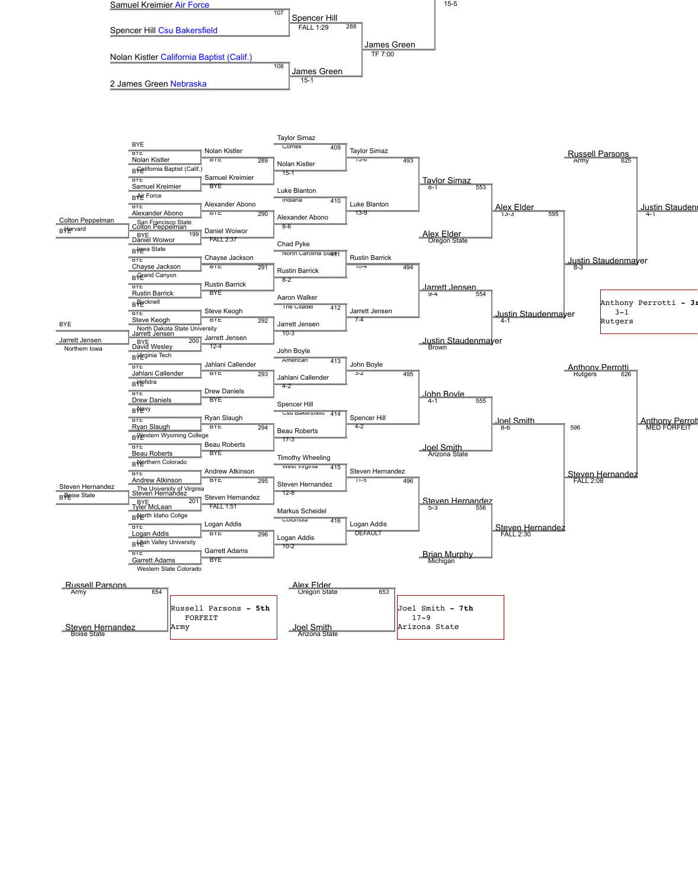**Top bracket (continued)**

| Wrestler | Match | Result |
|---|---|---|
| Samuel Kreimier Air Force | 107 | |
| Spencer Hill Csu Bakersfield | | Spencer Hill — FALL 1:29 |
| Nolan Kistler California Baptist (Calif.) | 108 | |
| 2 James Green Nebraska | | James Green — 15-1 |

Match 288: James Green — TF 7:00

15-5

**Consolation bracket**

Preliminary round:

- 199: Colton Peppelman (San Francisco State) vs Daniel Woiwor (Iowa State) — Daniel Woiwor, FALL 2:37
- 200: Jarrett Jensen (North Dakota State University) vs David Wesley (Virginia Tech) — Jarrett Jensen, 12-4
- 201: Steven Hernandez (The University of Virginia) vs Tyler McLean (North Idaho Collge) — Steven Hernandez, FALL 1:51
- Colton Peppelman (Harvard) — BYE
- Jarrett Jensen (Northern Iowa) — BYE
- Steven Hernandez (Boise State) — BYE

First round:

- 289: BYE vs Nolan Kistler (California Baptist (Calif.)) — Nolan Kistler, BYE
- BYE vs Samuel Kreimier (Air Force) — Samuel Kreimier, BYE
- 290: BYE vs Alexander Abono (San Francisco State) — Alexander Abono, BYE
- Daniel Woiwor, FALL 2:37
- 291: BYE vs Chayse Jackson (Grand Canyon) — Chayse Jackson, BYE
- BYE vs Rustin Barrick (Bucknell) — Rustin Barrick, BYE
- 292: BYE vs Steve Keogh (North Dakota State University) — Steve Keogh, BYE
- Jarrett Jensen, 12-4
- 293: BYE vs Jahlani Callender (Hofstra) — Jahlani Callender, BYE
- BYE vs Drew Daniels (Navy) — Drew Daniels, BYE
- 294: BYE vs Ryan Slaugh (Western Wyoming College) — Ryan Slaugh, BYE
- BYE vs Beau Roberts (Northern Colorado) — Beau Roberts, BYE
- 295: BYE vs Andrew Atkinson (The University of Virginia) — Andrew Atkinson, BYE
- Steven Hernandez, FALL 1:51
- 296: BYE vs Logan Addis (Utah Valley University) — Logan Addis, BYE
- BYE vs Garrett Adams (Western State Colorado) — Garrett Adams, BYE

Second round:

- 409: Taylor Simaz (Cornell) vs Nolan Kistler — Nolan Kistler, 15-1
- 410: Luke Blanton (Indiana) vs Alexander Abono — Alexander Abono, 8-6
- 411: Chad Pyke (North Carolina State) vs Rustin Barrick — Rustin Barrick, 8-2
- 412: Aaron Walker (The Citadel) vs Jarrett Jensen — Jarrett Jensen, 10-3
- 413: John Boyle (American) vs Jahlani Callender — Jahlani Callender, 4-2
- 414: Spencer Hill (Csu Bakersfield) vs Beau Roberts — Beau Roberts, 17-3
- 415: Timothy Wheeling (West Virginia) vs Steven Hernandez — Steven Hernandez, 12-8
- 416: Markus Scheidel (Columbia) vs Logan Addis — Logan Addis, 10-2

Third round:

- 493: Taylor Simaz, 15-6 vs Luke Blanton, 13-9 — Taylor Simaz, 8-1
- 494: Rustin Barrick, 10-4 vs Jarrett Jensen, 7-4 — Jarrett Jensen, 9-4
- 495: John Boyle, 3-2 vs Spencer Hill, 4-2 — John Boyle, 4-1
- 496: Steven Hernandez, 11-5 vs Logan Addis, DEFAULT — Steven Hernandez, 5-3

Fourth round:

- 553: Taylor Simaz vs Alex Elder (Oregon State) — Alex Elder, 13-3
- 554: Jarrett Jensen vs Justin Staudenmayer (Brown) — Justin Staudenmayer, 4-1
- 555: John Boyle vs Joel Smith (Arizona State) — Joel Smith, 8-6
- 556: Steven Hernandez vs Brian Murphy (Michigan) — Steven Hernandez, FALL 2:30

Fifth round:

- 595: Alex Elder vs Justin Staudenmayer — Justin Staudenmayer, 8-3
- 596: Joel Smith vs Steven Hernandez — Steven Hernandez, FALL 2:08

Consolation semifinals:

- 625: Russell Parsons (Army) vs Justin Staudenmayer — Justin Staudenmayer, 4-1
- 626: Anthony Perrotti (Rutgers) vs Steven Hernandez — Anthony Perrotti, MED FORFEIT

Anthony Perrotti - 3rd
3-1
Rutgers

**5th place match (654):** Russell Parsons (Army) vs Steven Hernandez (Boise State)

Russell Parsons - 5th
FORFEIT
Army

**7th place match (653):** Alex Elder (Oregon State) vs Joel Smith (Arizona State)

Joel Smith - 7th
17-9
Arizona State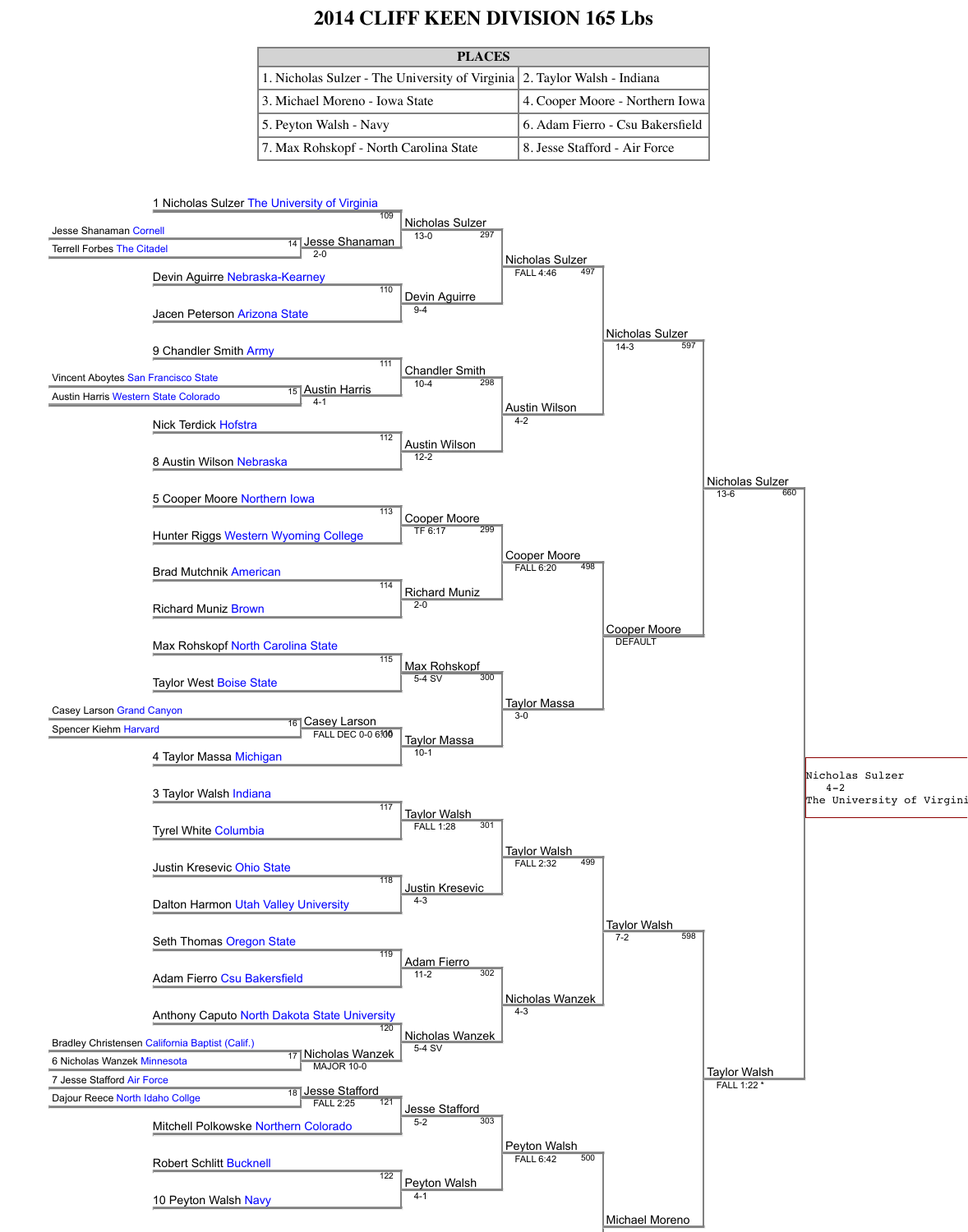# 2014 CLIFF KEEN DIVISION 165 Lbs

| PLACES | |
|---|---|
| 1. Nicholas Sulzer - The University of Virginia | 2. Taylor Walsh - Indiana |
| 3. Michael Moreno - Iowa State | 4. Cooper Moore - Northern Iowa |
| 5. Peyton Walsh - Navy | 6. Adam Fierro - Csu Bakersfield |
| 7. Max Rohskopf - North Carolina State | 8. Jesse Stafford - Air Force |

## Preliminary Round

- Bout 14: Jesse Shanaman Cornell vs Terrell Forbes The Citadel — Jesse Shanaman 2-0
- Bout 15: Vincent Aboytes San Francisco State vs Austin Harris Western State Colorado — Austin Harris 4-1
- Bout 16: Casey Larson Grand Canyon vs Spencer Kiehm Harvard — Casey Larson FALL DEC 0-0 6:00
- Bout 17: Bradley Christensen California Baptist (Calif.) vs 6 Nicholas Wanzek Minnesota — Nicholas Wanzek MAJOR 10-0
- Bout 18: 7 Jesse Stafford Air Force vs Dajour Reece North Idaho Collge — Jesse Stafford FALL 2:25

## First Round

- Bout 109: 1 Nicholas Sulzer The University of Virginia vs Jesse Shanaman — Nicholas Sulzer 13-0
- Bout 110: Devin Aguirre Nebraska-Kearney vs Jacen Peterson Arizona State — Devin Aguirre 9-4
- Bout 111: 9 Chandler Smith Army vs Austin Harris — Chandler Smith 10-4
- Bout 112: Nick Terdick Hofstra vs 8 Austin Wilson Nebraska — Austin Wilson 12-2
- Bout 113: 5 Cooper Moore Northern Iowa vs Hunter Riggs Western Wyoming College — Cooper Moore TF 6:17
- Bout 114: Brad Mutchnik American vs Richard Muniz Brown — Richard Muniz 2-0
- Bout 115: Max Rohskopf North Carolina State vs Taylor West Boise State — Max Rohskopf 5-4 SV
- Bout 116: Casey Larson vs 4 Taylor Massa Michigan — Taylor Massa 10-1
- Bout 117: 3 Taylor Walsh Indiana vs Tyrel White Columbia — Taylor Walsh FALL 1:28
- Bout 118: Justin Kresevic Ohio State vs Dalton Harmon Utah Valley University — Justin Kresevic 4-3
- Bout 119: Seth Thomas Oregon State vs Adam Fierro Csu Bakersfield — Adam Fierro 11-2
- Bout 120: Anthony Caputo North Dakota State University vs Nicholas Wanzek — Nicholas Wanzek 5-4 SV
- Bout 121: Jesse Stafford vs Mitchell Polkowske Northern Colorado — Jesse Stafford 5-2
- Bout 122: Robert Schlitt Bucknell vs 10 Peyton Walsh Navy — Peyton Walsh 4-1

## Second Round

- Bout 297: Nicholas Sulzer vs Devin Aguirre — Nicholas Sulzer FALL 4:46
- Bout 298: Chandler Smith vs Austin Wilson — Austin Wilson 4-2
- Bout 299: Cooper Moore vs Richard Muniz — Cooper Moore FALL 6:20
- Bout 300: Max Rohskopf vs Taylor Massa — Taylor Massa 3-0
- Bout 301: Taylor Walsh vs Justin Kresevic — Taylor Walsh FALL 2:32
- Bout 302: Adam Fierro vs Nicholas Wanzek — Nicholas Wanzek 4-3
- Bout 303: Jesse Stafford vs Peyton Walsh — Peyton Walsh FALL 6:42

## Quarterfinals

- Bout 497: Nicholas Sulzer vs Austin Wilson — Nicholas Sulzer 14-3
- Bout 498: Cooper Moore vs Taylor Massa — Cooper Moore DEFAULT
- Bout 499: Taylor Walsh vs Nicholas Wanzek — Taylor Walsh 7-2
- Bout 500: Peyton Walsh vs Michael Moreno

## Semifinals

- Bout 597: Nicholas Sulzer vs Cooper Moore — Nicholas Sulzer 13-6
- Bout 598: Taylor Walsh vs Michael Moreno — Taylor Walsh FALL 1:22 *

## Final

- Bout 660: Nicholas Sulzer vs Taylor Walsh — Nicholas Sulzer 4-2

**Champion:** Nicholas Sulzer, 4-2, The University of Virgini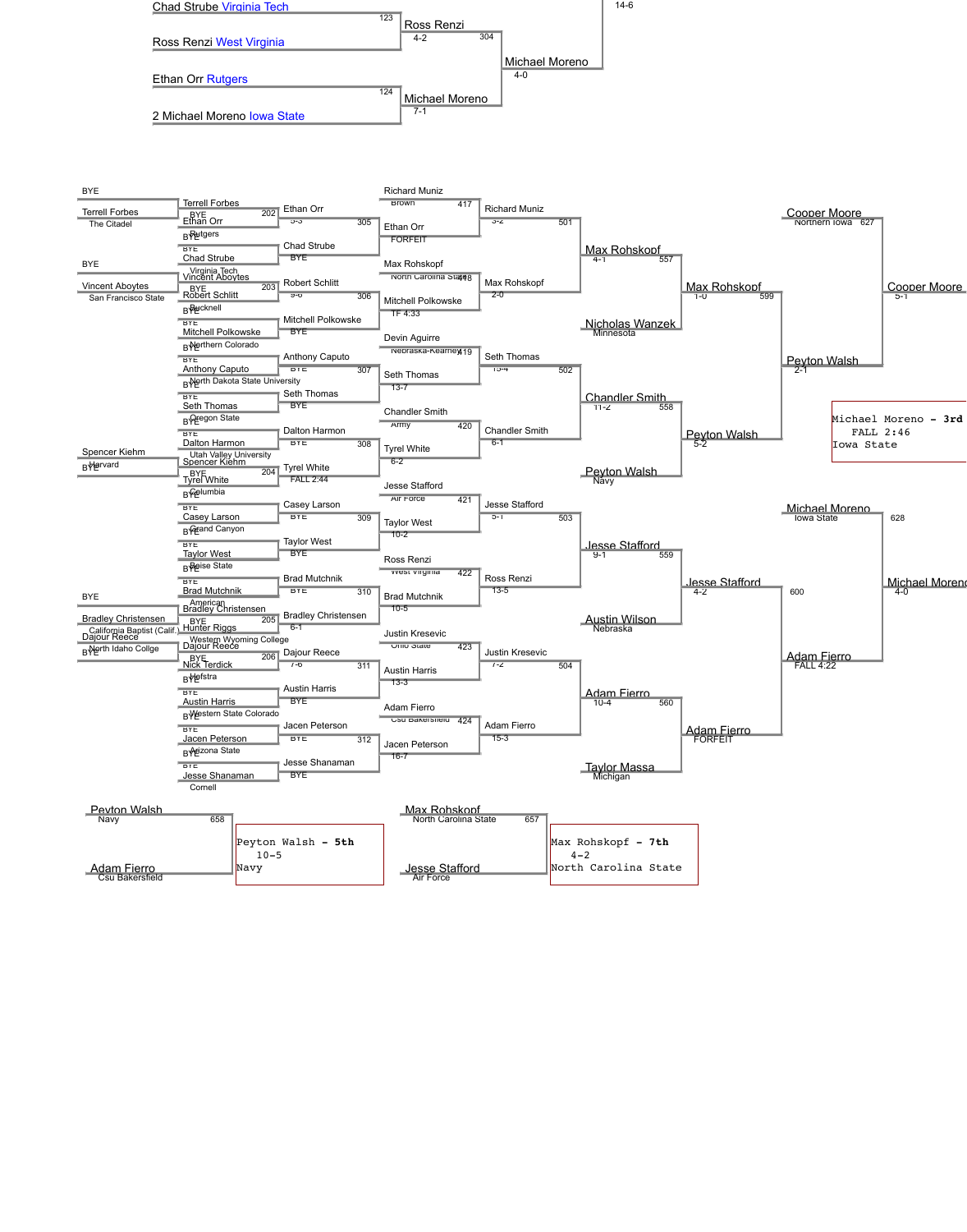## Championship Bracket (continued)

| Round | Match | Wrestler | Result |
|---|---|---|---|
| Quarterfinal | 123 | Chad Strube (Virginia Tech) vs Ross Renzi (West Virginia) | Ross Renzi 4-2 |
| Quarterfinal | 124 | Ethan Orr (Rutgers) vs 2 Michael Moreno (Iowa State) | Michael Moreno 7-1 |
| Semifinal | 304 | Ross Renzi vs Michael Moreno | Michael Moreno 4-0 |
| | | | 14-6 |

## Consolation Bracket

| Match | Wrestlers | Winner | Result |
|---|---|---|---|
| | BYE vs Terrell Forbes (The Citadel) | Terrell Forbes | |
| 202 | Terrell Forbes vs Ethan Orr (Rutgers) | Ethan Orr | 5-3 |
| | BYE vs Chad Strube (Virginia Tech) | Chad Strube | BYE |
| 305 | Ethan Orr vs Chad Strube | | |
| | BYE vs Vincent Aboytes (San Francisco State) | Vincent Aboytes | |
| 203 | Vincent Aboytes vs Robert Schlitt (Bucknell) | Robert Schlitt | 9-6 |
| | BYE vs Mitchell Polkowske (Northern Colorado) | Mitchell Polkowske | BYE |
| 306 | Robert Schlitt vs Mitchell Polkowske | | |
| | BYE vs Anthony Caputo (North Dakota State University) | Anthony Caputo | BYE |
| | BYE vs Seth Thomas (Oregon State) | Seth Thomas | BYE |
| 307 | Anthony Caputo vs Seth Thomas | | |
| | BYE vs Dalton Harmon (Utah Valley University) | Dalton Harmon | BYE |
| 204 | Spencer Kiehm (Harvard) vs Tyrel White (Columbia) | Tyrel White | FALL 2:44 |
| 308 | Dalton Harmon vs Tyrel White | | |
| | BYE vs Casey Larson (Grand Canyon) | Casey Larson | BYE |
| | BYE vs Taylor West (Boise State) | Taylor West | BYE |
| 309 | Casey Larson vs Taylor West | | |
| | BYE vs Brad Mutchnik (American) | Brad Mutchnik | BYE |
| | BYE vs Bradley Christensen (California Baptist (Calif.)) | Bradley Christensen | |
| 205 | Bradley Christensen vs Hunter Riggs (Western Wyoming College) | Bradley Christensen | 6-1 |
| 310 | Brad Mutchnik vs Bradley Christensen | | |
| | Dajour Reece (North Idaho Collge) vs BYE | Dajour Reece | |
| 206 | Dajour Reece vs Nick Terdick (Hofstra) | Dajour Reece | 7-6 |
| | BYE vs Austin Harris (Western State Colorado) | Austin Harris | BYE |
| 311 | Dajour Reece vs Austin Harris | | |
| | BYE vs Jacen Peterson (Arizona State) | Jacen Peterson | BYE |
| | BYE vs Jesse Shanaman (Cornell) | Jesse Shanaman | BYE |
| 312 | Jacen Peterson vs Jesse Shanaman | | |

| Match | Wrestlers | Winner | Result |
|---|---|---|---|
| 417 | Richard Muniz (Brown) vs Ethan Orr | Ethan Orr | FORFEIT |
| 418 | Max Rohskopf (North Carolina State) vs Mitchell Polkowske | Mitchell Polkowske | TF 4:33 |
| 419 | Devin Aguirre (Nebraska-Kearney) vs Seth Thomas | Seth Thomas | 13-7 |
| 420 | Chandler Smith (Army) vs Tyrel White | Tyrel White | 6-2 |
| 421 | Jesse Stafford (Air Force) vs Taylor West | Taylor West | 10-2 |
| 422 | Ross Renzi (West Virginia) vs Brad Mutchnik | Brad Mutchnik | 10-5 |
| 423 | Justin Kresevic (Ohio State) vs Austin Harris | Austin Harris | 13-3 |
| 424 | Adam Fierro (Csu Bakersfield) vs Jacen Peterson | Jacen Peterson | 16-7 |
| 501 | Richard Muniz vs Max Rohskopf | Richard Muniz 3-2 / Max Rohskopf 2-0 | |
| 502 | Seth Thomas vs Chandler Smith | Seth Thomas 15-4 / Chandler Smith 6-1 | |
| 503 | Jesse Stafford vs Ross Renzi | Jesse Stafford 5-1 / Ross Renzi 13-5 | |
| 504 | Justin Kresevic vs Adam Fierro | Justin Kresevic 7-2 / Adam Fierro 15-3 | |
| 557 | Max Rohskopf vs Nicholas Wanzek (Minnesota) | Max Rohskopf | 4-1 |
| 558 | Chandler Smith vs Peyton Walsh (Navy) | Chandler Smith | 11-2 |
| 559 | Jesse Stafford vs Austin Wilson (Nebraska) | Jesse Stafford | 9-1 |
| 560 | Adam Fierro vs Taylor Massa (Michigan) | Adam Fierro | 10-4 |
| 599 | Max Rohskopf vs Peyton Walsh | Max Rohskopf 1-0 / Peyton Walsh 5-2 | |
| 600 | Jesse Stafford vs Adam Fierro | Jesse Stafford 4-2 / Adam Fierro FORFEIT | |
| 627 | Cooper Moore (Northern Iowa) vs Peyton Walsh | Peyton Walsh 2-1 / Cooper Moore 5-1 | |
| 628 | Michael Moreno (Iowa State) vs Adam Fierro | Adam Fierro FALL 4:22 / Michael Moreno 4-0 | |

**Michael Moreno - 3rd**
FALL 2:46
Iowa State

## Placement Matches

| Match | Wrestlers | Result |
|---|---|---|
| 658 | Peyton Walsh (Navy) vs Adam Fierro (Csu Bakersfield) | **Peyton Walsh - 5th** 10-5 Navy |
| 657 | Max Rohskopf (North Carolina State) vs Jesse Stafford (Air Force) | **Max Rohskopf - 7th** 4-2 North Carolina State |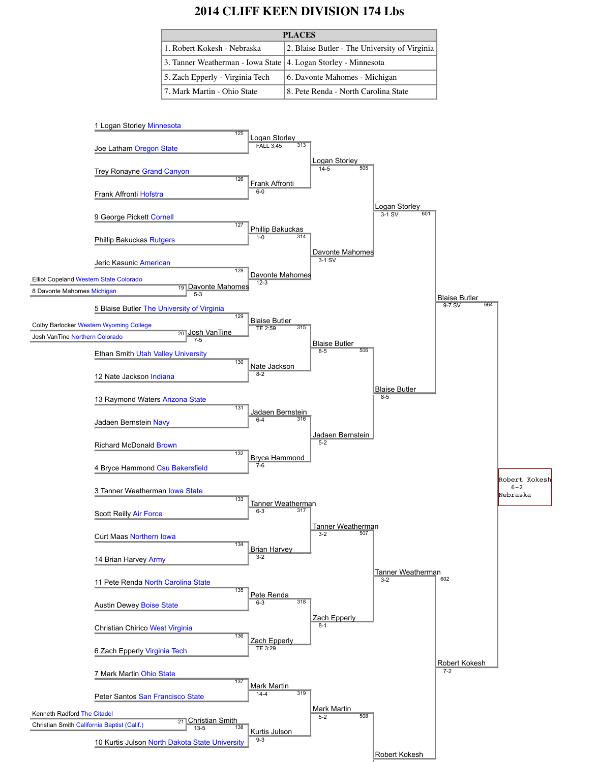# 2014 CLIFF KEEN DIVISION 174 Lbs

| PLACES | |
|---|---|
| 1. Robert Kokesh - Nebraska | 2. Blaise Butler - The University of Virginia |
| 3. Tanner Weatherman - Iowa State | 4. Logan Storley - Minnesota |
| 5. Zach Epperly - Virginia Tech | 6. Davonte Mahomes - Michigan |
| 7. Mark Martin - Ohio State | 8. Pete Renda - North Carolina State |

## Preliminary Round

- Match 19: Elliot Copeland Western State Colorado vs 8 Davonte Mahomes Michigan — Davonte Mahomes 5-3
- Match 20: Colby Barlocker Western Wyoming College vs Josh VanTine Northern Colorado — Josh VanTine 7-5
- Match 21: Kenneth Radford The Citadel vs Christian Smith California Baptist (Calif.) — Christian Smith 13-5

## First Round

- Match 125: 1 Logan Storley Minnesota vs Joe Latham Oregon State — Logan Storley FALL 3:45
- Match 126: Trey Ronayne Grand Canyon vs Frank Affronti Hofstra — Frank Affronti 6-0
- Match 127: 9 George Pickett Cornell vs Phillip Bakuckas Rutgers — Phillip Bakuckas 1-0
- Match 128: Jeric Kasunic American vs Davonte Mahomes — Davonte Mahomes 12-3
- Match 129: 5 Blaise Butler The University of Virginia vs Josh VanTine — Blaise Butler TF 2:59
- Match 130: Ethan Smith Utah Valley University vs 12 Nate Jackson Indiana — Nate Jackson 8-2
- Match 131: 13 Raymond Waters Arizona State vs Jadaen Bernstein Navy — Jadaen Bernstein 6-4
- Match 132: Richard McDonald Brown vs 4 Bryce Hammond Csu Bakersfield — Bryce Hammond 7-6
- Match 133: 3 Tanner Weatherman Iowa State vs Scott Reilly Air Force — Tanner Weatherman 6-3
- Match 134: Curt Maas Northern Iowa vs 14 Brian Harvey Army — Brian Harvey 3-2
- Match 135: 11 Pete Renda North Carolina State vs Austin Dewey Boise State — Pete Renda 6-3
- Match 136: Christian Chirico West Virginia vs 6 Zach Epperly Virginia Tech — Zach Epperly TF 3:29
- Match 137: 7 Mark Martin Ohio State vs Peter Santos San Francisco State — Mark Martin 14-4
- Match 138: Christian Smith vs 10 Kurtis Julson North Dakota State University — Kurtis Julson 9-3

## Second Round

- Match 313: Logan Storley vs Frank Affronti — Logan Storley 14-5
- Match 314: Phillip Bakuckas vs Davonte Mahomes — Davonte Mahomes 3-1 SV
- Match 315: Blaise Butler vs Nate Jackson — Blaise Butler 8-5
- Match 316: Jadaen Bernstein vs Bryce Hammond — Jadaen Bernstein 5-2
- Match 317: Tanner Weatherman vs Brian Harvey — Tanner Weatherman 3-2
- Match 318: Pete Renda vs Zach Epperly — Zach Epperly 8-1
- Match 319: Mark Martin vs Kurtis Julson — Mark Martin 5-2

## Quarterfinals

- Match 505: Logan Storley vs Davonte Mahomes — Logan Storley 3-1 SV
- Match 506: Blaise Butler vs Jadaen Bernstein — Blaise Butler 8-5
- Match 507: Tanner Weatherman vs Zach Epperly — Tanner Weatherman 3-2
- Match 508: Mark Martin vs Robert Kokesh — Robert Kokesh

## Semifinals

- Match 601: Logan Storley vs Blaise Butler — Blaise Butler 9-7 SV
- Match 602: Tanner Weatherman vs Robert Kokesh — Robert Kokesh 7-2

## Final

- Match 664: Blaise Butler vs Robert Kokesh — Robert Kokesh 6-2 Nebraska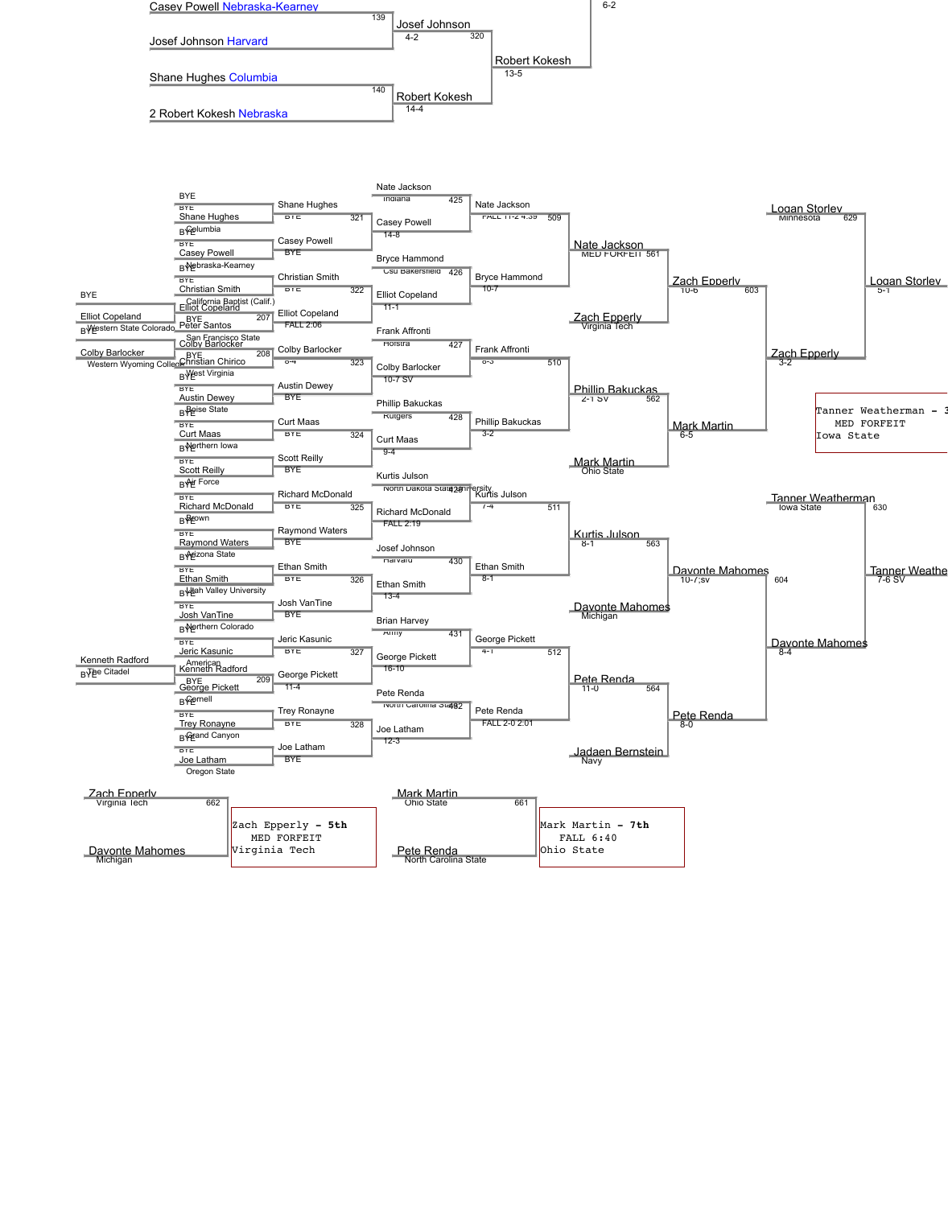## Championship Bracket (continued)

| Wrestler | Result |
|---|---|
| Casey Powell Nebraska-Kearney | |
| Josef Johnson Harvard | Bout 139: Josef Johnson 4-2 |
| Shane Hughes Columbia | |
| 2 Robert Kokesh Nebraska | Bout 140: Robert Kokesh 14-4 |
| Bout 320: Robert Kokesh 13-5 | |
| 6-2 | |

## Consolation Bracket

### Preliminary and First Rounds

| Bout | Wrestler A | Wrestler B | Winner | Result |
|---|---|---|---|---|
| | BYE | Shane Hughes Columbia | Shane Hughes | BYE |
| | BYE | Casey Powell Nebraska-Kearney | Casey Powell | BYE |
| 321 | Shane Hughes | Casey Powell | Casey Powell | 14-8 |
| | BYE | Christian Smith California Baptist (Calif.) | Christian Smith | BYE |
| 207 | Elliot Copeland Western State Colorado (vs BYE) | Peter Santos San Francisco State | Elliot Copeland | BYE |
| 322 | Christian Smith | Elliot Copeland | Elliot Copeland | FALL 2:06 |
| 208 | Colby Barlocker Western Wyoming College (vs BYE) | Christian Chirico West Virginia | Colby Barlocker | BYE |
| | BYE | Austin Dewey Boise State | Austin Dewey | BYE |
| 323 | Colby Barlocker | Austin Dewey | Colby Barlocker | 6-4 |
| | BYE | Curt Maas Northern Iowa | Curt Maas | BYE |
| | BYE | Scott Reilly Air Force | Scott Reilly | BYE |
| 324 | Curt Maas | Scott Reilly | Curt Maas | 9-4 |
| | BYE | Richard McDonald Brown | Richard McDonald | BYE |
| | BYE | Raymond Waters Arizona State | Raymond Waters | BYE |
| 325 | Richard McDonald | Raymond Waters | Richard McDonald | FALL 2:19 |
| | BYE | Ethan Smith Utah Valley University | Ethan Smith | BYE |
| | BYE | Josh VanTine Northern Colorado | Josh VanTine | BYE |
| 326 | Ethan Smith | Josh VanTine | Ethan Smith | 13-4 |
| | BYE | Jeric Kasunic American | Jeric Kasunic | BYE |
| 209 | Kenneth Radford The Citadel (vs BYE) | George Pickett Cornell | George Pickett | 11-4 |
| 327 | Jeric Kasunic | George Pickett | George Pickett | 16-10 |
| | BYE | Trey Ronayne Grand Canyon | Trey Ronayne | BYE |
| | BYE | Joe Latham Oregon State | Joe Latham | BYE |
| 328 | Trey Ronayne | Joe Latham | Joe Latham | 12-3 |

### Later Rounds

| Bout | Wrestler A | Wrestler B | Winner | Result |
|---|---|---|---|---|
| 425 | Nate Jackson Indiana | Casey Powell | Nate Jackson | FALL 11-2 4:39 |
| 426 | Bryce Hammond Csu Bakersfield | Elliot Copeland | Bryce Hammond | 10-7 |
| 509 | Nate Jackson | Bryce Hammond | Nate Jackson | |
| 427 | Frank Affronti Hofstra | Colby Barlocker | Frank Affronti | 8-3 |
| 428 | Phillip Bakuckas Rutgers | Curt Maas | Phillip Bakuckas | 3-2 |
| 510 | Frank Affronti | Phillip Bakuckas | Phillip Bakuckas | |
| 429 | Kurtis Julson North Dakota State University | Richard McDonald | Kurtis Julson | 7-4 |
| 430 | Josef Johnson Harvard | Ethan Smith | Ethan Smith | 8-1 |
| 511 | Kurtis Julson | Ethan Smith | Kurtis Julson | |
| 431 | Brian Harvey Army | George Pickett | George Pickett | 4-1 |
| 432 | Pete Renda North Carolina State | Joe Latham | Pete Renda | FALL 2-0 2:01 |
| 512 | George Pickett | Pete Renda | Pete Renda | |
| 561 | Nate Jackson | Zach Epperly Virginia Tech | Zach Epperly | MED FORFEIT |
| 562 | Phillip Bakuckas | Mark Martin Ohio State | Mark Martin | 2-1 SV |
| 563 | Kurtis Julson | Davonte Mahomes Michigan | Davonte Mahomes | 8-1 |
| 564 | Pete Renda | Jadaen Bernstein Navy | Pete Renda | 11-0 |
| 603 | Zach Epperly | Mark Martin | Zach Epperly | 10-6 |
| 604 | Davonte Mahomes | Pete Renda | Davonte Mahomes | 10-7;sv |
| 629 | Logan Storley Minnesota | Zach Epperly | Logan Storley | 3-2 |
| 630 | Tanner Weatherman Iowa State | Davonte Mahomes | Davonte Mahomes | 8-4 |
| | Logan Storley | | Logan Storley | 5-1 |
| | Tanner Weatherman | | Tanner Weatherman | 7-6 SV |

Tanner Weatherman - 3rd
MED FORFEIT
Iowa State

### 5th Place

| Bout | Wrestler A | Wrestler B |
|---|---|---|
| 662 | Zach Epperly Virginia Tech | Davonte Mahomes Michigan |

Zach Epperly - 5th
MED FORFEIT
Virginia Tech

### 7th Place

| Bout | Wrestler A | Wrestler B |
|---|---|---|
| 661 | Mark Martin Ohio State | Pete Renda North Carolina State |

Mark Martin - 7th
FALL 6:40
Ohio State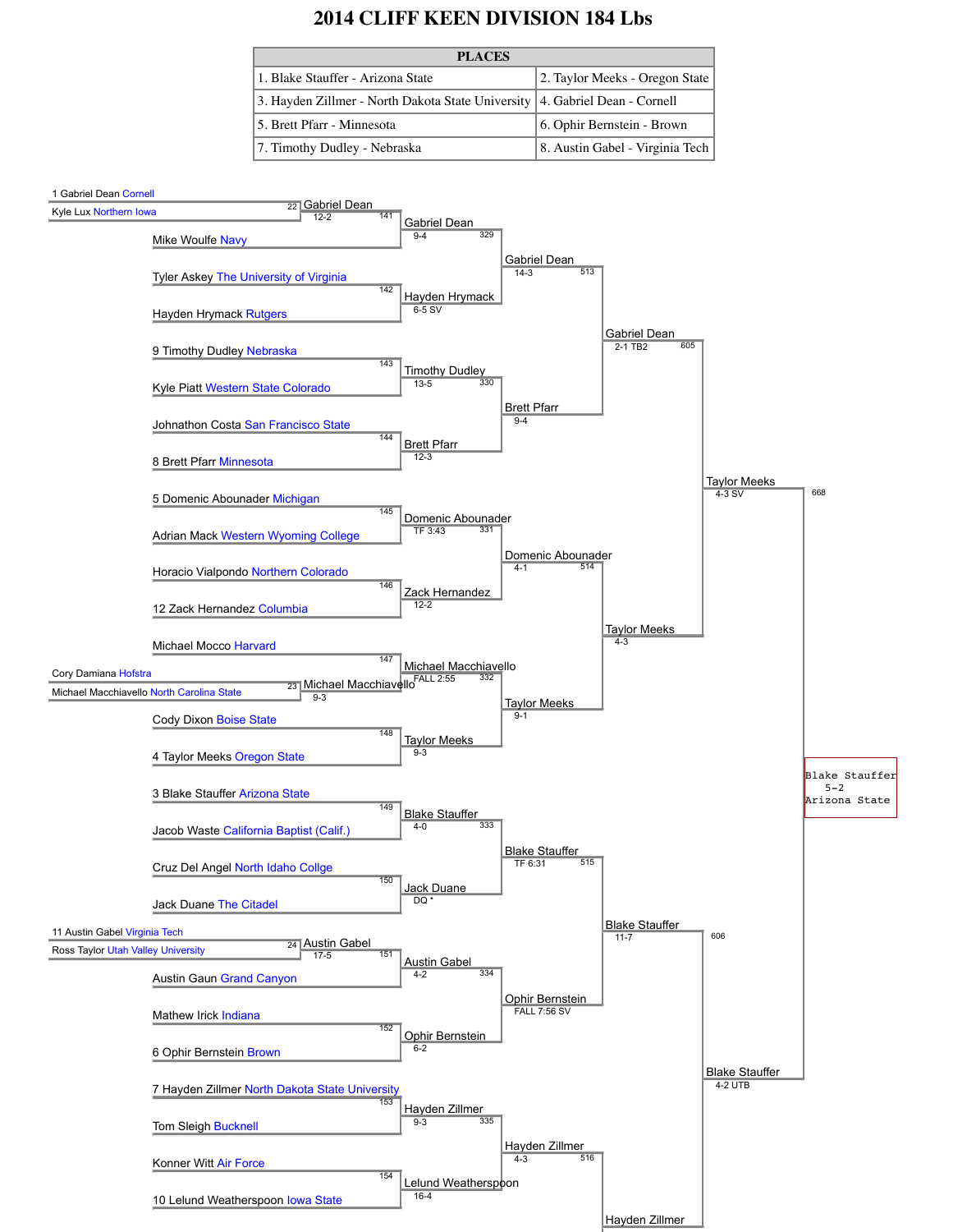# 2014 CLIFF KEEN DIVISION 184 Lbs

| PLACES | |
|---|---|
| 1. Blake Stauffer - Arizona State | 2. Taylor Meeks - Oregon State |
| 3. Hayden Zillmer - North Dakota State University | 4. Gabriel Dean - Cornell |
| 5. Brett Pfarr - Minnesota | 6. Ophir Bernstein - Brown |
| 7. Timothy Dudley - Nebraska | 8. Austin Gabel - Virginia Tech |

## Pigtail Matches

- Match 22: 1 Gabriel Dean Cornell vs. Kyle Lux Northern Iowa — Gabriel Dean 12-2
- Match 23: Cory Damiana Hofstra vs. Michael Macchiavello North Carolina State — Michael Macchiavello 9-3
- Match 24: 11 Austin Gabel Virginia Tech vs. Ross Taylor Utah Valley University — Austin Gabel 17-5

## First Round

- Match 141: Gabriel Dean vs. Mike Woulfe Navy — Gabriel Dean 9-4
- Match 142: Tyler Askey The University of Virginia vs. Hayden Hrymack Rutgers — Hayden Hrymack 6-5 SV
- Match 143: 9 Timothy Dudley Nebraska vs. Kyle Piatt Western State Colorado — Timothy Dudley 13-5
- Match 144: Johnathon Costa San Francisco State vs. 8 Brett Pfarr Minnesota — Brett Pfarr 12-3
- Match 145: 5 Domenic Abounader Michigan vs. Adrian Mack Western Wyoming College — Domenic Abounader TF 3:43
- Match 146: Horacio Vialpondo Northern Colorado vs. 12 Zack Hernandez Columbia — Zack Hernandez 12-2
- Match 147: Michael Mocco Harvard vs. Michael Macchiavello — Michael Macchiavello FALL 2:55
- Match 148: Cody Dixon Boise State vs. 4 Taylor Meeks Oregon State — Taylor Meeks 9-3
- Match 149: 3 Blake Stauffer Arizona State vs. Jacob Waste California Baptist (Calif.) — Blake Stauffer 4-0
- Match 150: Cruz Del Angel North Idaho Collge vs. Jack Duane The Citadel — Jack Duane DQ *
- Match 151: Austin Gabel vs. Austin Gaun Grand Canyon — Austin Gabel 4-2
- Match 152: Mathew Irick Indiana vs. 6 Ophir Bernstein Brown — Ophir Bernstein 6-2
- Match 153: 7 Hayden Zillmer North Dakota State University vs. Tom Sleigh Bucknell — Hayden Zillmer 9-3
- Match 154: Konner Witt Air Force vs. 10 Lelund Weatherspoon Iowa State — Lelund Weatherspoon 16-4

## Second Round

- Match 329: Gabriel Dean vs. Hayden Hrymack — Gabriel Dean 14-3
- Match 330: Timothy Dudley vs. Brett Pfarr — Brett Pfarr 9-4
- Match 331: Domenic Abounader vs. Zack Hernandez — Domenic Abounader 4-1
- Match 332: Michael Macchiavello vs. Taylor Meeks — Taylor Meeks 9-1
- Match 333: Blake Stauffer vs. Jack Duane — Blake Stauffer TF 6:31
- Match 334: Austin Gabel vs. Ophir Bernstein — Ophir Bernstein FALL 7:56 SV
- Match 335: Hayden Zillmer vs. Lelund Weatherspoon — Hayden Zillmer 4-3

## Quarterfinals

- Match 513: Gabriel Dean vs. Brett Pfarr — Gabriel Dean 2-1 TB2
- Match 514: Domenic Abounader vs. Taylor Meeks — Taylor Meeks 4-3
- Match 515: Blake Stauffer vs. Ophir Bernstein — Blake Stauffer 11-7
- Match 516: Hayden Zillmer — Hayden Zillmer

## Semifinals

- Match 605: Gabriel Dean vs. Taylor Meeks — Taylor Meeks 4-3 SV
- Match 606: Blake Stauffer vs. Hayden Zillmer — Blake Stauffer 4-2 UTB

## Final

- Match 668: Taylor Meeks vs. Blake Stauffer

**Champion:** Blake Stauffer 5-2 Arizona State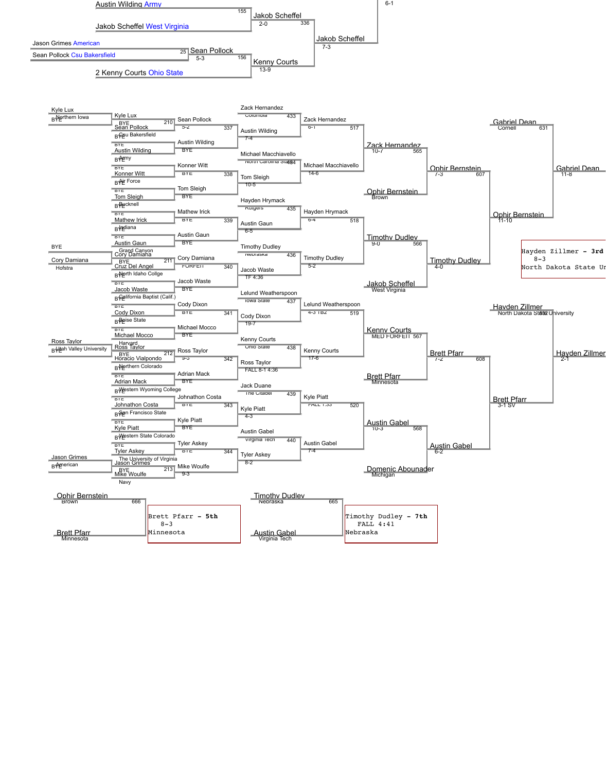## Top bracket (continuation)

| Wrestler | School | Match | Result |
|---|---|---|---|
| Austin Wilding | Army | 155 | |
| Jakob Scheffel | West Virginia | | |
| Jakob Scheffel | | 336 | 2-0 |
| Jason Grimes | American | | |
| Sean Pollock | Csu Bakersfield | 25 | |
| Sean Pollock | | 156 | 5-3 |
| 2 Kenny Courts | Ohio State | | |
| Kenny Courts | | | 13-9 |
| Jakob Scheffel | | | 7-3 |
| | | | 6-1 |

## Main bracket

| First round | Match | Second round | Match | Third round | Match | Quarters | Match | Semis | Match | Finals |
|---|---|---|---|---|---|---|---|---|---|---|
| Kyle Lux (Northern Iowa) BYE | | Kyle Lux BYE / Sean Pollock (Csu Bakersfield) | 210 | Sean Pollock 5-2 | 337 | Zack Hernandez (Columbia) / Austin Wilding 7-4 | 433 | Zack Hernandez 6-1 | 517 | Zack Hernandez 10-7 |
| | | BYE / Austin Wilding (Army) | | Austin Wilding BYE | | | | | | |
| | | BYE / Konner Witt (Air Force) | | Konner Witt BYE | 338 | Michael Macchiavello (North Carolina State) / Tom Sleigh 10-5 | 434 | Michael Macchiavello 14-6 | | |
| | | BYE / Tom Sleigh (Bucknell) | | Tom Sleigh BYE | | | | | | |
| | | BYE / Mathew Irick (Indiana) | | Mathew Irick BYE | 339 | Hayden Hrymack (Rutgers) / Austin Gaun 6-5 | 435 | Hayden Hrymack 6-4 | 518 | Timothy Dudley 9-0 |
| | | BYE / Austin Gaun (Grand Canyon) | | Austin Gaun BYE | | | | | | |
| BYE / Cory Damiana (Hofstra) | | Cory Damiana BYE / Cruz Del Angel (North Idaho Collge) | 211 | Cory Damiana FORFEIT | 340 | Timothy Dudley (Nebraska) / Jacob Waste TF 4:36 | 436 | Timothy Dudley 5-2 | | |
| | | BYE / Jacob Waste (California Baptist (Calif.)) | | Jacob Waste BYE | | | | | | |
| | | BYE / Cody Dixon (Boise State) | | Cody Dixon BYE | 341 | Lelund Weatherspoon (Iowa State) / Cody Dixon 19-7 | 437 | Lelund Weatherspoon 4-3 TB2 | 519 | Kenny Courts MED FORFEIT |
| | | BYE / Michael Mocco (Harvard) | | Michael Mocco BYE | | | | | | |
| Ross Taylor (Utah Valley University) BYE | | Ross Taylor BYE / Horacio Vialpondo (Northern Colorado) | 212 | Ross Taylor 9-3 | 342 | Kenny Courts (Ohio State) / Ross Taylor FALL 8-1 4:36 | 438 | Kenny Courts 17-6 | | |
| | | BYE / Adrian Mack (Western Wyoming College) | | Adrian Mack BYE | | | | | | |
| | | BYE / Johnathon Costa (San Francisco State) | | Johnathon Costa BYE | 343 | Jack Duane (The Citadel) / Kyle Piatt 4-3 | 439 | Kyle Piatt FALL 1:33 | 520 | Austin Gabel 10-3 |
| | | BYE / Kyle Piatt (Western State Colorado) | | Kyle Piatt BYE | | | | | | |
| | | BYE / Tyler Askey (The University of Virginia) | | Tyler Askey BYE | 344 | Austin Gabel (Virginia Tech) / Tyler Askey 8-2 | 440 | Austin Gabel 7-4 | | |
| Jason Grimes (American) BYE | | Jason Grimes BYE / Mike Woulfe (Navy) | 213 | Mike Woulfe 9-3 | | | | | | |

## Consolation rounds

| Match | Wrestlers | Winner | Result |
|---|---|---|---|
| 565 | Zack Hernandez 10-7 / Ophir Bernstein (Brown) | Ophir Bernstein | 7-3 |
| 566 | Timothy Dudley 9-0 / Jakob Scheffel (West Virginia) | Timothy Dudley | 4-0 |
| 567 | Kenny Courts MED FORFEIT / Brett Pfarr (Minnesota) | Brett Pfarr | 7-2 |
| 568 | Austin Gabel 10-3 / Domenic Abounader (Michigan) | Austin Gabel | 6-2 |
| 607 | Ophir Bernstein / Timothy Dudley | Ophir Bernstein | 11-10 |
| 608 | Brett Pfarr / Austin Gabel | Brett Pfarr | 3-1 SV |
| 631 | Gabriel Dean (Cornell) / Ophir Bernstein | Gabriel Dean | 11-8 |
| 632 | Hayden Zillmer (North Dakota State University) / Brett Pfarr | Hayden Zillmer | 2-1 |

Hayden Zillmer - 3rd
8-3
North Dakota State Ur

## Placement matches

| Match | Wrestlers | Result |
|---|---|---|
| 666 | Ophir Bernstein (Brown) / Brett Pfarr (Minnesota) | Brett Pfarr - 5th, 8-3, Minnesota |
| 665 | Timothy Dudley (Nebraska) / Austin Gabel (Virginia Tech) | Timothy Dudley - 7th, FALL 4:41, Nebraska |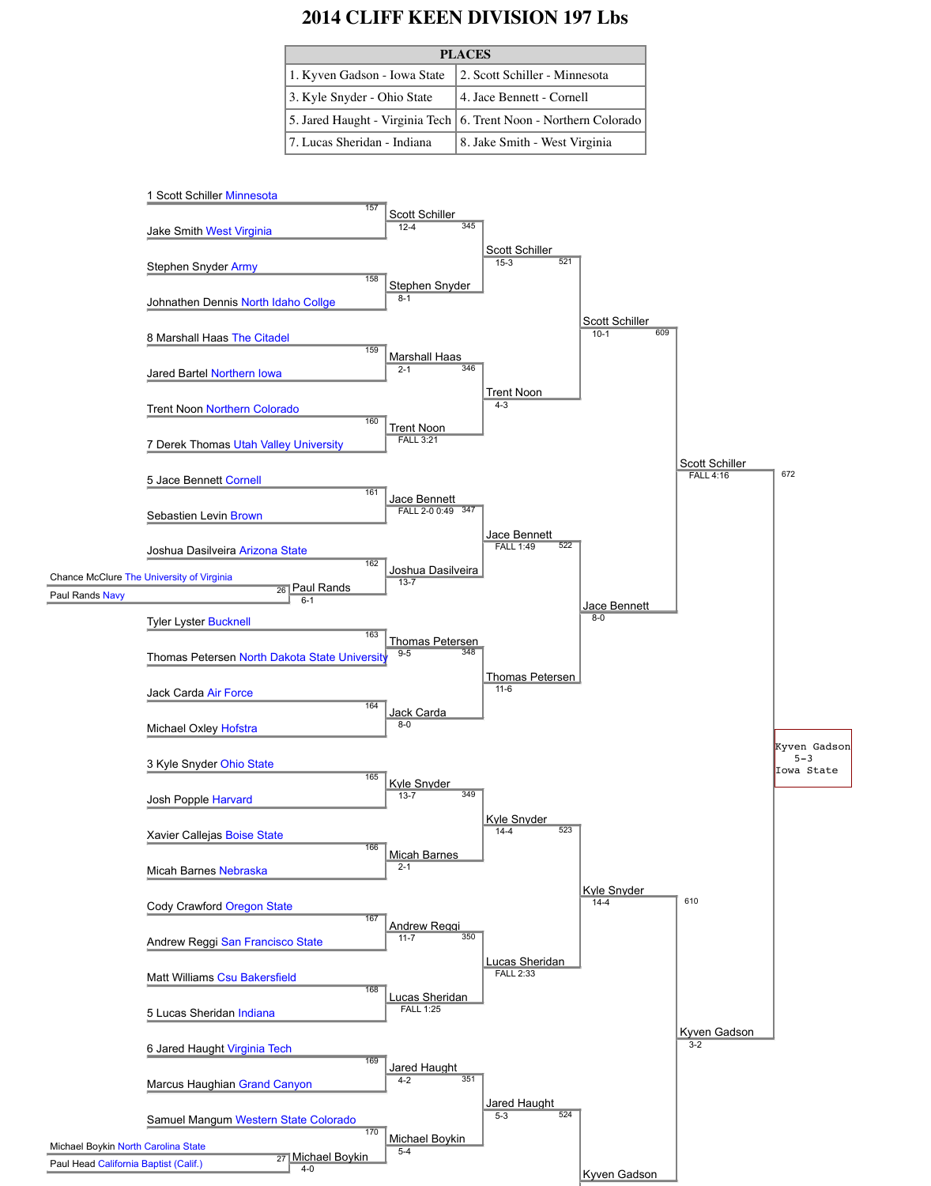# 2014 CLIFF KEEN DIVISION 197 Lbs

| PLACES | |
|---|---|
| 1. Kyven Gadson - Iowa State | 2. Scott Schiller - Minnesota |
| 3. Kyle Snyder - Ohio State | 4. Jace Bennett - Cornell |
| 5. Jared Haught - Virginia Tech | 6. Trent Noon - Northern Colorado |
| 7. Lucas Sheridan - Indiana | 8. Jake Smith - West Virginia |

## Preliminary Round

| Bout | Wrestler 1 | Wrestler 2 | Winner | Result |
|---|---|---|---|---|
| 26 | Chance McClure The University of Virginia | Paul Rands Navy | Paul Rands | 6-1 |
| 27 | Michael Boykin North Carolina State | Paul Head California Baptist (Calif.) | Michael Boykin | 4-0 |

## First Round

| Bout | Wrestler 1 | Wrestler 2 | Winner | Result |
|---|---|---|---|---|
| 157 | 1 Scott Schiller Minnesota | Jake Smith West Virginia | Scott Schiller | 12-4 |
| 158 | Stephen Snyder Army | Johnathen Dennis North Idaho Collge | Stephen Snyder | 8-1 |
| 159 | 8 Marshall Haas The Citadel | Jared Bartel Northern Iowa | Marshall Haas | 2-1 |
| 160 | Trent Noon Northern Colorado | 7 Derek Thomas Utah Valley University | Trent Noon | FALL 3:21 |
| 161 | 5 Jace Bennett Cornell | Sebastien Levin Brown | Jace Bennett | FALL 2-0 0:49 |
| 162 | Joshua Dasilveira Arizona State | Paul Rands | Joshua Dasilveira | 13-7 |
| 163 | Tyler Lyster Bucknell | Thomas Petersen North Dakota State University | Thomas Petersen | 9-5 |
| 164 | Jack Carda Air Force | Michael Oxley Hofstra | Jack Carda | 8-0 |
| 165 | 3 Kyle Snyder Ohio State | Josh Popple Harvard | Kyle Snyder | 13-7 |
| 166 | Xavier Callejas Boise State | Micah Barnes Nebraska | Micah Barnes | 2-1 |
| 167 | Cody Crawford Oregon State | Andrew Reggi San Francisco State | Andrew Reggi | 11-7 |
| 168 | Matt Williams Csu Bakersfield | 5 Lucas Sheridan Indiana | Lucas Sheridan | FALL 1:25 |
| 169 | 6 Jared Haught Virginia Tech | Marcus Haughian Grand Canyon | Jared Haught | 4-2 |
| 170 | Samuel Mangum Western State Colorado | Michael Boykin | Michael Boykin | 5-4 |

## Second Round

| Bout | Winner | Result |
|---|---|---|
| 345 | Scott Schiller | 15-3 |
| 346 | Trent Noon | 4-3 |
| 347 | Jace Bennett | FALL 1:49 |
| 348 | Thomas Petersen | 11-6 |
| 349 | Kyle Snyder | 14-4 |
| 350 | Lucas Sheridan | FALL 2:33 |
| 351 | Jared Haught | 5-3 |

## Quarterfinals

| Bout | Winner | Result |
|---|---|---|
| 521 | Scott Schiller | 10-1 |
| 522 | Jace Bennett | 8-0 |
| 523 | Kyle Snyder | 14-4 |
| 524 | Kyven Gadson | |

## Semifinals

| Bout | Winner | Result |
|---|---|---|
| 609 | Scott Schiller | FALL 4:16 |
| 610 | Kyven Gadson | 3-2 |

## Final

| Bout | Winner | Result |
|---|---|---|
| 672 | Kyven Gadson Iowa State | 5-3 |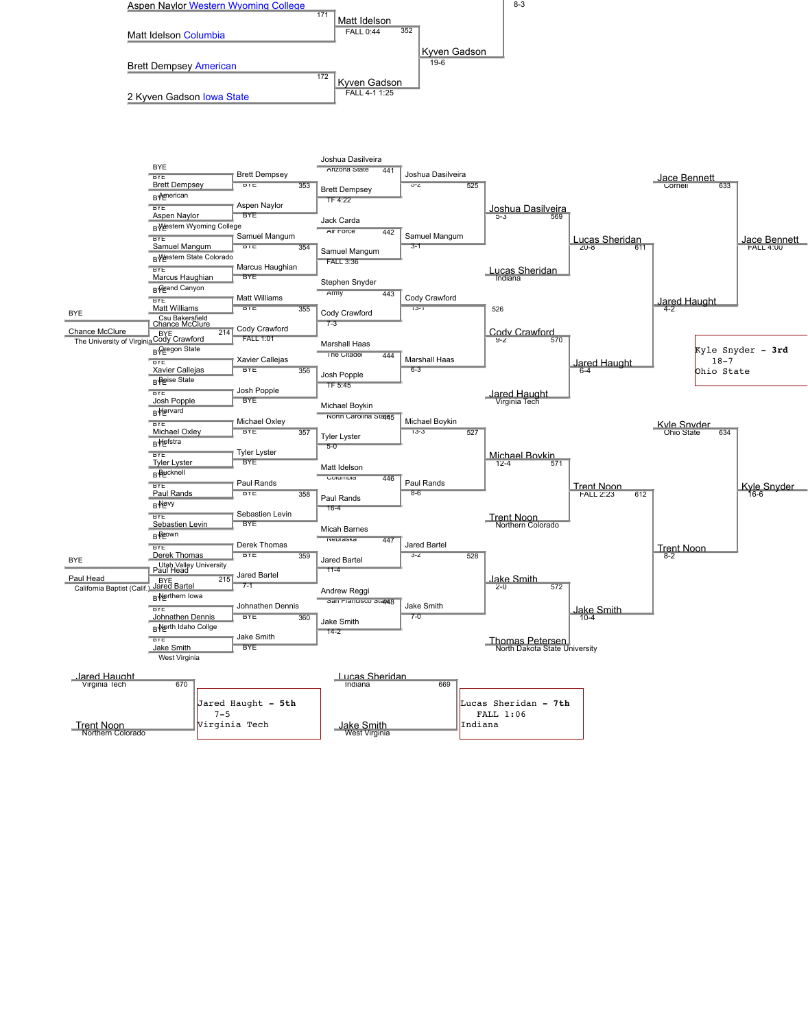**Top bracket (continued)**

| Match | Wrestler 1 | Wrestler 2 | Winner | Result |
|---|---|---|---|---|
| 171 | Aspen Naylor Western Wyoming College | Matt Idelson Columbia | Matt Idelson | FALL 0:44 |
| 172 | Brett Dempsey American | 2 Kyven Gadson Iowa State | Kyven Gadson | FALL 4-1 1:25 |
| 352 | Matt Idelson | Kyven Gadson | Kyven Gadson | 19-6 |
| | | | | 8-3 |

**Consolation bracket**

| Match | Wrestler 1 | Wrestler 2 | Winner | Result |
|---|---|---|---|---|
| 214 | BYE | Chance McClure The University of Virginia | Chance McClure | |
| 215 | BYE | Paul Head California Baptist (Calif.) | Paul Head | |
| | BYE | Brett Dempsey American | Brett Dempsey | BYE |
| | BYE | Aspen Naylor Western Wyoming College | Aspen Naylor | BYE |
| 353 | Brett Dempsey | Aspen Naylor | Brett Dempsey | TF 4:22 |
| | BYE | Samuel Mangum Western State Colorado | Samuel Mangum | BYE |
| | BYE | Marcus Haughian Grand Canyon | Marcus Haughian | BYE |
| 354 | Samuel Mangum | Marcus Haughian | Samuel Mangum | FALL 3:36 |
| | BYE | Matt Williams Csu Bakersfield | Matt Williams | BYE |
| | Chance McClure | Cody Crawford Oregon State | Cody Crawford | FALL 1:01 |
| 355 | Matt Williams | Cody Crawford | Cody Crawford | 7-3 |
| | BYE | Xavier Callejas Boise State | Xavier Callejas | BYE |
| | BYE | Josh Popple Harvard | Josh Popple | BYE |
| 356 | Xavier Callejas | Josh Popple | Josh Popple | TF 5:45 |
| | BYE | Michael Oxley Hofstra | Michael Oxley | BYE |
| | BYE | Tyler Lyster Bucknell | Tyler Lyster | BYE |
| 357 | Michael Oxley | Tyler Lyster | Tyler Lyster | 5-0 |
| | BYE | Paul Rands Navy | Paul Rands | BYE |
| | BYE | Sebastien Levin Brown | Sebastien Levin | BYE |
| 358 | Paul Rands | Sebastien Levin | Paul Rands | 16-4 |
| | BYE | Derek Thomas Utah Valley University | Derek Thomas | BYE |
| | Paul Head | Jared Bartel Northern Iowa | Jared Bartel | 7-1 |
| 359 | Derek Thomas | Jared Bartel | Jared Bartel | 11-4 |
| | BYE | Johnathen Dennis North Idaho Collge | Johnathen Dennis | BYE |
| | BYE | Jake Smith West Virginia | Jake Smith | BYE |
| 360 | Johnathen Dennis | Jake Smith | Jake Smith | 14-2 |
| 441 | Joshua Dasilveira Arizona State | Brett Dempsey | Joshua Dasilveira | 5-2 |
| 442 | Jack Carda Air Force | Samuel Mangum | Samuel Mangum | 3-1 |
| 443 | Stephen Snyder Army | Cody Crawford | Cody Crawford | 13-1 |
| 444 | Marshall Haas The Citadel | Josh Popple | Marshall Haas | 6-3 |
| 445 | Michael Boykin North Carolina State | Tyler Lyster | Michael Boykin | 13-3 |
| 446 | Matt Idelson Columbia | Paul Rands | Paul Rands | 8-6 |
| 447 | Micah Barnes Nebraska | Jared Bartel | Jared Bartel | 3-2 |
| 448 | Andrew Reggi San Francisco State | Jake Smith | Jake Smith | 7-0 |
| 525 | Joshua Dasilveira | Samuel Mangum | Joshua Dasilveira | 5-3 |
| 526 | Cody Crawford | Marshall Haas | Cody Crawford | 9-2 |
| 527 | Michael Boykin | Paul Rands | Michael Boykin | 12-4 |
| 528 | Jared Bartel | Jake Smith | Jake Smith | 2-0 |
| 569 | Joshua Dasilveira | Lucas Sheridan Indiana | Lucas Sheridan | 20-8 |
| 570 | Cody Crawford | Jared Haught Virginia Tech | Jared Haught | 6-4 |
| 571 | Michael Boykin | Trent Noon Northern Colorado | Trent Noon | FALL 2:23 |
| 572 | Jake Smith | Thomas Petersen North Dakota State University | Jake Smith | 10-4 |
| 611 | Lucas Sheridan | Jared Haught | Jared Haught | 4-2 |
| 612 | Trent Noon | Jake Smith | Trent Noon | 8-2 |
| 633 | Jace Bennett Cornell | Jared Haught | Jace Bennett | FALL 4:00 |
| 634 | Kyle Snyder Ohio State | Trent Noon | Kyle Snyder | 16-6 |

Kyle Snyder - **3rd**
18-7
Ohio State

| Match | Wrestler 1 | Wrestler 2 | Result |
|---|---|---|---|
| 670 | Jared Haught Virginia Tech | Trent Noon Northern Colorado | Jared Haught - **5th** 7-5 Virginia Tech |
| 669 | Lucas Sheridan Indiana | Jake Smith West Virginia | Lucas Sheridan - **7th** FALL 1:06 Indiana |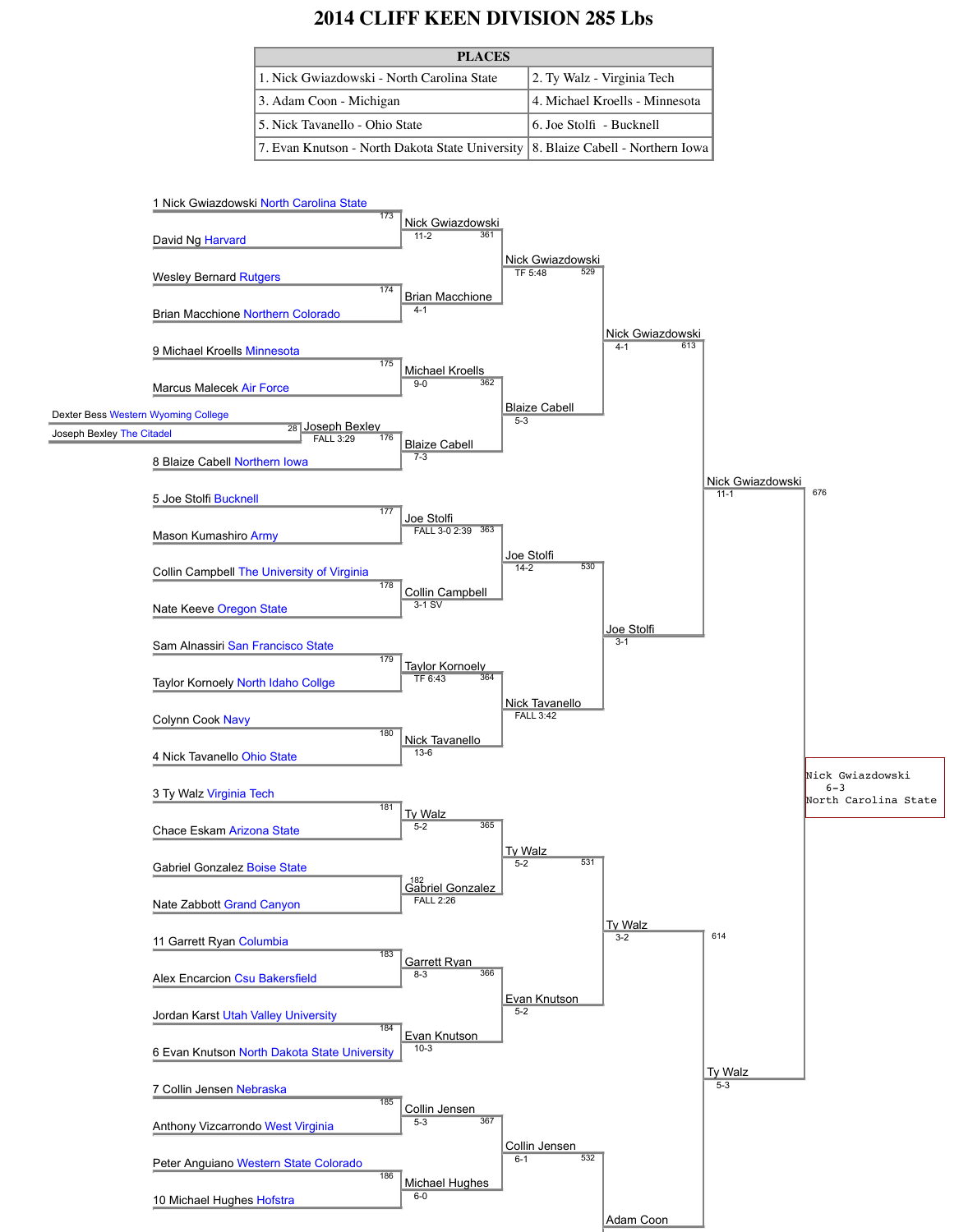# 2014 CLIFF KEEN DIVISION 285 Lbs

| PLACES | |
|---|---|
| 1. Nick Gwiazdowski - North Carolina State | 2. Ty Walz - Virginia Tech |
| 3. Adam Coon - Michigan | 4. Michael Kroells - Minnesota |
| 5. Nick Tavanello - Ohio State | 6. Joe Stolfi - Bucknell |
| 7. Evan Knutson - North Dakota State University | 8. Blaize Cabell - Northern Iowa |

## Championship Bracket

### Pigtail
- Dexter Bess Western Wyoming College vs Joseph Bexley The Citadel (28) — Joseph Bexley, FALL 3:29

### First Round
- 1 Nick Gwiazdowski North Carolina State vs David Ng Harvard (173) — Nick Gwiazdowski, 11-2
- Wesley Bernard Rutgers vs Brian Macchione Northern Colorado (174) — Brian Macchione, 4-1
- 9 Michael Kroells Minnesota vs Marcus Malecek Air Force (175) — Michael Kroells, 9-0
- Joseph Bexley vs 8 Blaize Cabell Northern Iowa (176) — Blaize Cabell, 7-3
- 5 Joe Stolfi Bucknell vs Mason Kumashiro Army (177) — Joe Stolfi, FALL 3-0 2:39
- Collin Campbell The University of Virginia vs Nate Keeve Oregon State (178) — Collin Campbell, 3-1 SV
- Sam Alnassiri San Francisco State vs Taylor Kornoely North Idaho Collge (179) — Taylor Kornoely, TF 6:43
- Colynn Cook Navy vs 4 Nick Tavanello Ohio State (180) — Nick Tavanello, 13-6
- 3 Ty Walz Virginia Tech vs Chace Eskam Arizona State (181) — Ty Walz, 5-2
- Gabriel Gonzalez Boise State vs Nate Zabbott Grand Canyon (182) — Gabriel Gonzalez, FALL 2:26
- 11 Garrett Ryan Columbia vs Alex Encarcion Csu Bakersfield (183) — Garrett Ryan, 8-3
- Jordan Karst Utah Valley University vs 6 Evan Knutson North Dakota State University (184) — Evan Knutson, 10-3
- 7 Collin Jensen Nebraska vs Anthony Vizcarrondo West Virginia (185) — Collin Jensen, 5-3
- Peter Anguiano Western State Colorado vs 10 Michael Hughes Hofstra (186) — Michael Hughes, 6-0

### Second Round
- Nick Gwiazdowski vs Brian Macchione (361) — Nick Gwiazdowski, TF 5:48
- Michael Kroells vs Blaize Cabell (362) — Blaize Cabell, 5-3
- Joe Stolfi vs Collin Campbell (363) — Joe Stolfi, 14-2
- Taylor Kornoely vs Nick Tavanello (364) — Nick Tavanello, FALL 3:42
- Ty Walz vs Gabriel Gonzalez (365) — Ty Walz, 5-2
- Garrett Ryan vs Evan Knutson (366) — Evan Knutson, 5-2
- Collin Jensen vs Michael Hughes (367) — Collin Jensen, 6-1

### Quarterfinals
- Nick Gwiazdowski vs Blaize Cabell (529) — Nick Gwiazdowski, 4-1
- Joe Stolfi vs Nick Tavanello (530) — Joe Stolfi, 3-1
- Ty Walz vs Evan Knutson (531) — Ty Walz, 3-2
- Collin Jensen vs Adam Coon (532) — Adam Coon

### Semifinals
- Nick Gwiazdowski vs Joe Stolfi (613) — Nick Gwiazdowski, 11-1
- Ty Walz vs Adam Coon (614) — Ty Walz, 5-3

### Final
- Nick Gwiazdowski vs Ty Walz (676) — Nick Gwiazdowski, 6-3, North Carolina State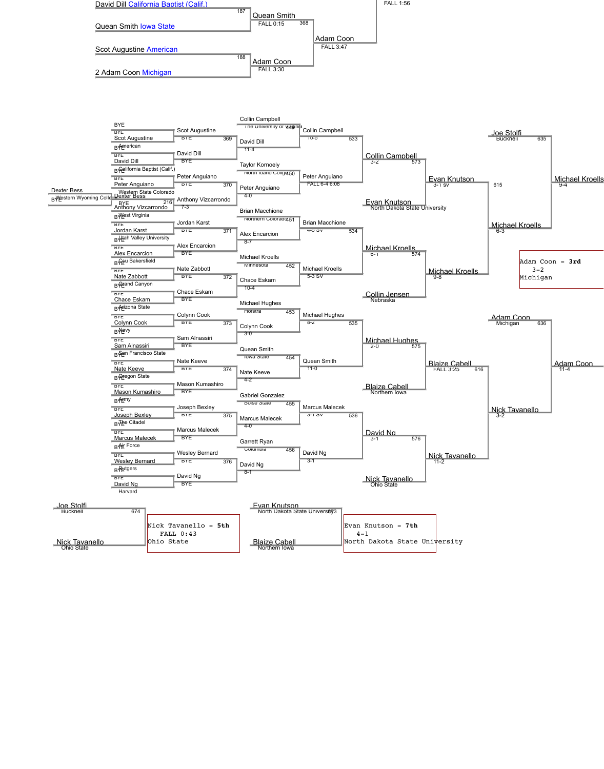David Dill California Baptist (Calif.)

187

Quean Smith Iowa State

Quean Smith
FALL 0:15

368

Adam Coon
FALL 3:47

FALL 1:56

Scot Augustine American

188

2 Adam Coon Michigan

Adam Coon
FALL 3:30

BYE
BYE
Scot Augustine
American
BYE
BYE
David Dill
California Baptist (Calif.)
BYE
BYE
Peter Anguiano
Western State Colorado

Dexter Bess
BYE Western Wyoming College

Dexter Bess
BYE
216
Anthony Vizcarrondo
West Virginia
BYE
BYE
Jordan Karst
Utah Valley University
BYE
BYE
Alex Encarcion
Csu Bakersfield
BYE
BYE
Nate Zabbott
Grand Canyon
BYE
BYE
Chace Eskam
Arizona State
BYE
BYE
Colynn Cook
Navy
BYE
BYE
Sam Alnassiri
San Francisco State
BYE
BYE
Nate Keeve
Oregon State
BYE
BYE
Mason Kumashiro
Army
BYE
BYE
Joseph Bexley
The Citadel
BYE
BYE
Marcus Malecek
Air Force
BYE
BYE
Wesley Bernard
Rutgers
BYE
BYE
David Ng
Harvard

Scot Augustine
BYE
369
David Dill
BYE
Peter Anguiano
BYE
370
Anthony Vizcarrondo
7-3
Jordan Karst
BYE
371
Alex Encarcion
BYE
Nate Zabbott
BYE
372
Chace Eskam
BYE
Colynn Cook
BYE
373
Sam Alnassiri
BYE
Nate Keeve
BYE
374
Mason Kumashiro
BYE
Joseph Bexley
BYE
375
Marcus Malecek
BYE
Wesley Bernard
BYE
376
David Ng
BYE

Collin Campbell
The University of Virginia
449
David Dill
11-4
Taylor Kornoely
North Idaho College
450
Peter Anguiano
4-0
Brian Macchione
Northern Colorado
451
Alex Encarcion
8-7
Michael Kroells
Minnesota
452
Chace Eskam
10-4
Michael Hughes
Hofstra
453
Colynn Cook
3-0
Quean Smith
Iowa State
454
Nate Keeve
4-2
Gabriel Gonzalez
Boise State
455
Marcus Malecek
4-0
Garrett Ryan
Columbia
456
David Ng
8-1

Collin Campbell
10-5
533
Peter Anguiano
FALL 6-4 6:08
Brian Macchione
4-3 SV
534
Michael Kroells
5-3 SV
Michael Hughes
8-2
535
Quean Smith
11-0
Marcus Malecek
3-1 SV
536
David Ng
3-1

Collin Campbell
3-2
573
Evan Knutson
North Dakota State University
Michael Kroells
6-1
574
Collin Jensen
Nebraska
Michael Hughes
2-0
575
Blaize Cabell
Northern Iowa
David Ng
3-1
576
Nick Tavanello
Ohio State

Evan Knutson
3-1 SV
615
Michael Kroells
9-8
Blaize Cabell
FALL 3:25
616
Nick Tavanello
11-2

Joe Stolfi
Bucknell
635
Michael Kroells
6-3
Adam Coon
Michigan
636
Nick Tavanello
3-2

Michael Kroells
9-4
Adam Coon
11-4

Adam Coon - **3rd**
3-2
Michigan

Joe Stolfi
Bucknell
674
Nick Tavanello
Ohio State

Nick Tavanello - **5th**
FALL 0:43
Ohio State

Evan Knutson
North Dakota State University
673
Blaize Cabell
Northern Iowa

Evan Knutson - **7th**
4-1
North Dakota State University